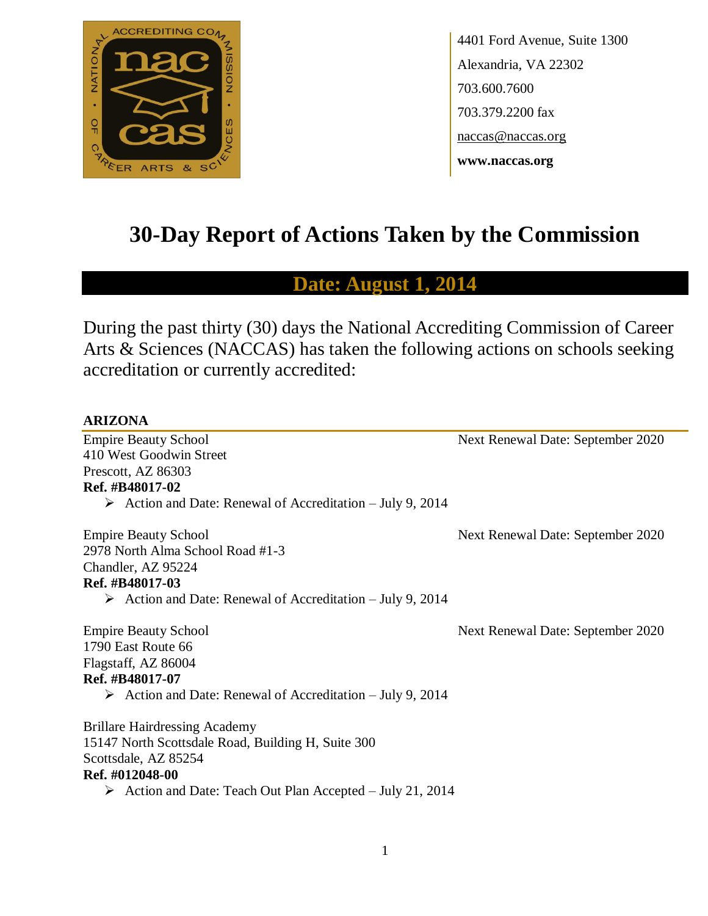4401 Ford Avenue, Suite 1300
Alexandria, VA 22302
703.600.7600
703.379.2200 fax
naccas@naccas.org
**www.naccas.org**

# 30-Day Report of Actions Taken by the Commission

## Date: August 1, 2014

During the past thirty (30) days the National Accrediting Commission of Career Arts & Sciences (NACCAS) has taken the following actions on schools seeking accreditation or currently accredited:

### ARIZONA

Empire Beauty School
410 West Goodwin Street
Prescott, AZ 86303
**Ref. #B48017-02**
Next Renewal Date: September 2020

- Action and Date: Renewal of Accreditation – July 9, 2014

Empire Beauty School
2978 North Alma School Road #1-3
Chandler, AZ 95224
**Ref. #B48017-03**
Next Renewal Date: September 2020

- Action and Date: Renewal of Accreditation – July 9, 2014

Empire Beauty School
1790 East Route 66
Flagstaff, AZ 86004
**Ref. #B48017-07**
Next Renewal Date: September 2020

- Action and Date: Renewal of Accreditation – July 9, 2014

Brillare Hairdressing Academy
15147 North Scottsdale Road, Building H, Suite 300
Scottsdale, AZ 85254
**Ref. #012048-00**

- Action and Date: Teach Out Plan Accepted – July 21, 2014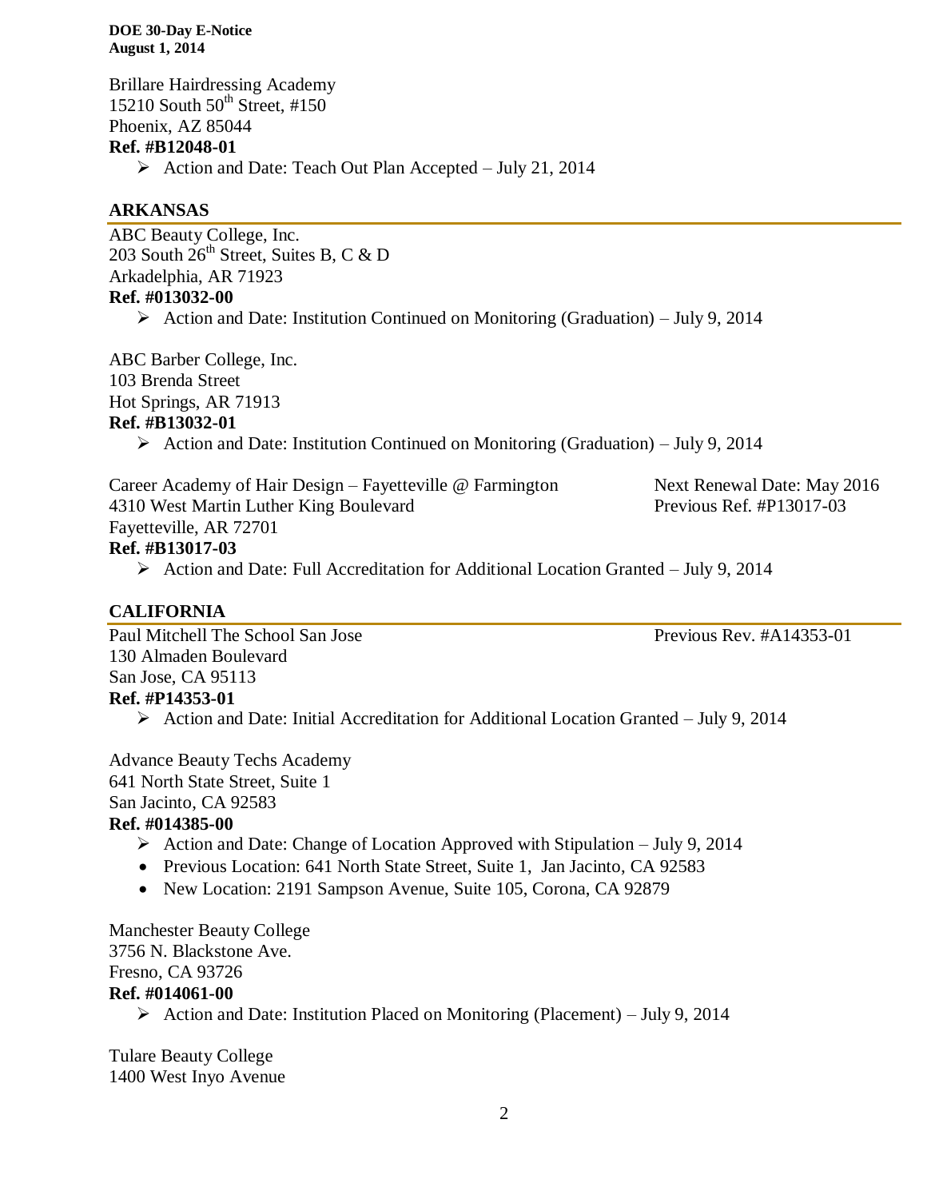Brillare Hairdressing Academy
15210 South 50th Street, #150
Phoenix, AZ 85044
**Ref. #B12048-01**

- Action and Date: Teach Out Plan Accepted – July 21, 2014

## ARKANSAS

ABC Beauty College, Inc.
203 South 26th Street, Suites B, C & D
Arkadelphia, AR 71923
**Ref. #013032-00**

- Action and Date: Institution Continued on Monitoring (Graduation) – July 9, 2014

ABC Barber College, Inc.
103 Brenda Street
Hot Springs, AR 71913
**Ref. #B13032-01**

- Action and Date: Institution Continued on Monitoring (Graduation) – July 9, 2014

Career Academy of Hair Design – Fayetteville @ Farmington
4310 West Martin Luther King Boulevard
Fayetteville, AR 72701
**Ref. #B13017-03**

Next Renewal Date: May 2016
Previous Ref. #P13017-03

- Action and Date: Full Accreditation for Additional Location Granted – July 9, 2014

## CALIFORNIA

Paul Mitchell The School San Jose
130 Almaden Boulevard
San Jose, CA 95113
**Ref. #P14353-01**

Previous Rev. #A14353-01

- Action and Date: Initial Accreditation for Additional Location Granted – July 9, 2014

Advance Beauty Techs Academy
641 North State Street, Suite 1
San Jacinto, CA 92583
**Ref. #014385-00**

- Action and Date: Change of Location Approved with Stipulation – July 9, 2014
- Previous Location: 641 North State Street, Suite 1, Jan Jacinto, CA 92583
- New Location: 2191 Sampson Avenue, Suite 105, Corona, CA 92879

Manchester Beauty College
3756 N. Blackstone Ave.
Fresno, CA 93726
**Ref. #014061-00**

- Action and Date: Institution Placed on Monitoring (Placement) – July 9, 2014

Tulare Beauty College
1400 West Inyo Avenue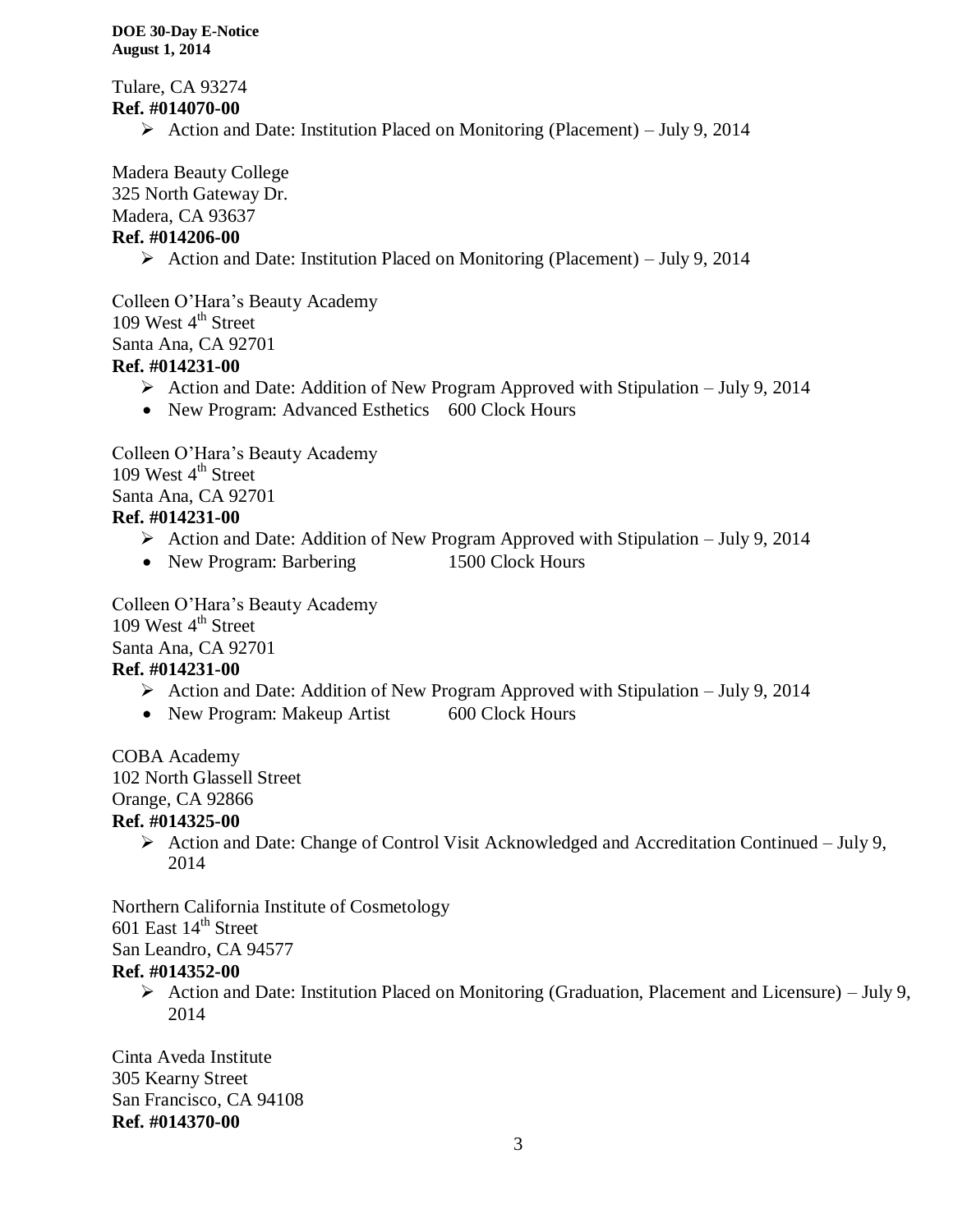Tulare, CA 93274

**Ref. #014070-00**

- Action and Date: Institution Placed on Monitoring (Placement) – July 9, 2014

Madera Beauty College
325 North Gateway Dr.
Madera, CA 93637

**Ref. #014206-00**

- Action and Date: Institution Placed on Monitoring (Placement) – July 9, 2014

Colleen O'Hara's Beauty Academy
109 West 4th Street
Santa Ana, CA 92701

**Ref. #014231-00**

- Action and Date: Addition of New Program Approved with Stipulation – July 9, 2014
  - New Program: Advanced Esthetics 600 Clock Hours

Colleen O'Hara's Beauty Academy
109 West 4th Street
Santa Ana, CA 92701

**Ref. #014231-00**

- Action and Date: Addition of New Program Approved with Stipulation – July 9, 2014
  - New Program: Barbering 1500 Clock Hours

Colleen O'Hara's Beauty Academy
109 West 4th Street
Santa Ana, CA 92701

**Ref. #014231-00**

- Action and Date: Addition of New Program Approved with Stipulation – July 9, 2014
  - New Program: Makeup Artist 600 Clock Hours

COBA Academy
102 North Glassell Street
Orange, CA 92866

**Ref. #014325-00**

- Action and Date: Change of Control Visit Acknowledged and Accreditation Continued – July 9, 2014

Northern California Institute of Cosmetology
601 East 14th Street
San Leandro, CA 94577

**Ref. #014352-00**

- Action and Date: Institution Placed on Monitoring (Graduation, Placement and Licensure) – July 9, 2014

Cinta Aveda Institute
305 Kearny Street
San Francisco, CA 94108

**Ref. #014370-00**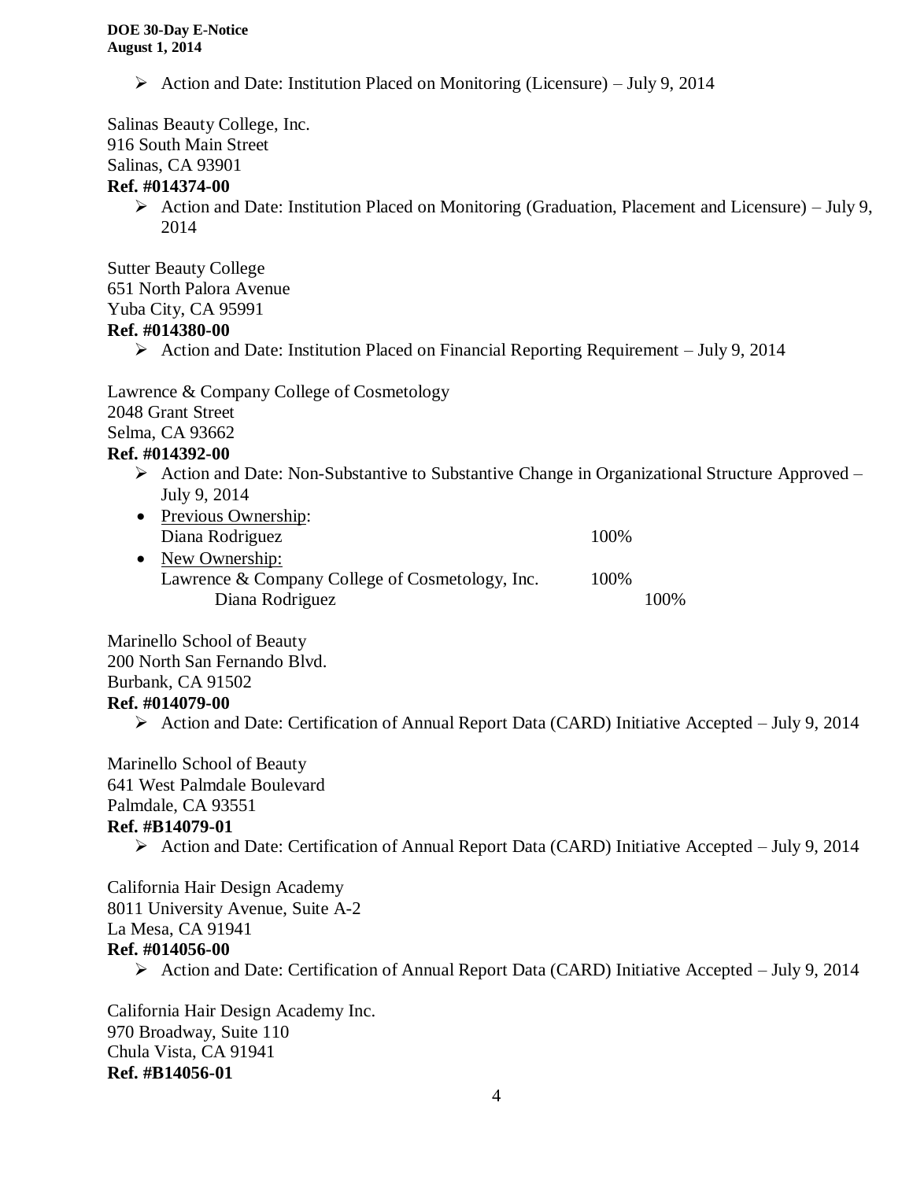- Action and Date: Institution Placed on Monitoring (Licensure) – July 9, 2014

Salinas Beauty College, Inc.
916 South Main Street
Salinas, CA 93901
**Ref. #014374-00**

- Action and Date: Institution Placed on Monitoring (Graduation, Placement and Licensure) – July 9, 2014

Sutter Beauty College
651 North Palora Avenue
Yuba City, CA 95991
**Ref. #014380-00**

- Action and Date: Institution Placed on Financial Reporting Requirement – July 9, 2014

Lawrence & Company College of Cosmetology
2048 Grant Street
Selma, CA 93662
**Ref. #014392-00**

- Action and Date: Non-Substantive to Substantive Change in Organizational Structure Approved – July 9, 2014
- Previous Ownership:
  Diana Rodriguez 100%
- New Ownership:
  Lawrence & Company College of Cosmetology, Inc. 100%
  - Diana Rodriguez 100%

Marinello School of Beauty
200 North San Fernando Blvd.
Burbank, CA 91502
**Ref. #014079-00**

- Action and Date: Certification of Annual Report Data (CARD) Initiative Accepted – July 9, 2014

Marinello School of Beauty
641 West Palmdale Boulevard
Palmdale, CA 93551
**Ref. #B14079-01**

- Action and Date: Certification of Annual Report Data (CARD) Initiative Accepted – July 9, 2014

California Hair Design Academy
8011 University Avenue, Suite A-2
La Mesa, CA 91941
**Ref. #014056-00**

- Action and Date: Certification of Annual Report Data (CARD) Initiative Accepted – July 9, 2014

California Hair Design Academy Inc.
970 Broadway, Suite 110
Chula Vista, CA 91941
**Ref. #B14056-01**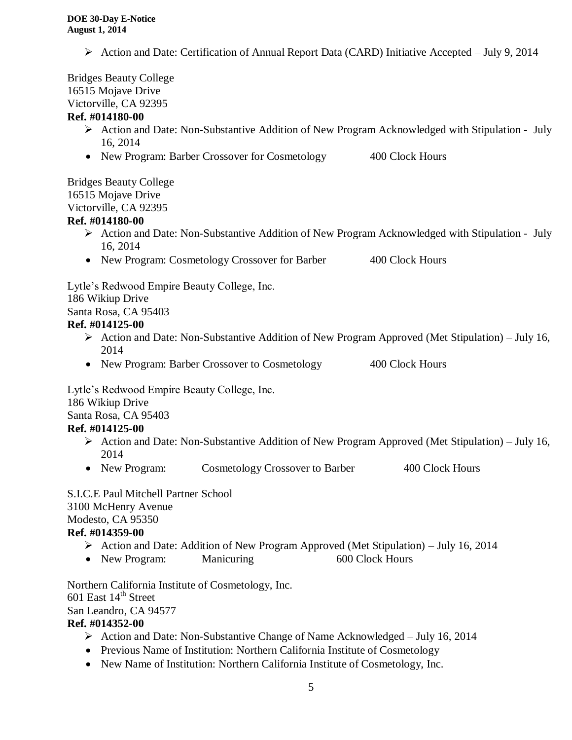- Action and Date: Certification of Annual Report Data (CARD) Initiative Accepted – July 9, 2014

Bridges Beauty College
16515 Mojave Drive
Victorville, CA 92395
**Ref. #014180-00**

- Action and Date: Non-Substantive Addition of New Program Acknowledged with Stipulation - July 16, 2014
- New Program: Barber Crossover for Cosmetology 400 Clock Hours

Bridges Beauty College
16515 Mojave Drive
Victorville, CA 92395
**Ref. #014180-00**

- Action and Date: Non-Substantive Addition of New Program Acknowledged with Stipulation - July 16, 2014
- New Program: Cosmetology Crossover for Barber 400 Clock Hours

Lytle's Redwood Empire Beauty College, Inc.
186 Wikiup Drive
Santa Rosa, CA 95403
**Ref. #014125-00**

- Action and Date: Non-Substantive Addition of New Program Approved (Met Stipulation) – July 16, 2014
- New Program: Barber Crossover to Cosmetology 400 Clock Hours

Lytle's Redwood Empire Beauty College, Inc.
186 Wikiup Drive
Santa Rosa, CA 95403
**Ref. #014125-00**

- Action and Date: Non-Substantive Addition of New Program Approved (Met Stipulation) – July 16, 2014
- New Program: Cosmetology Crossover to Barber 400 Clock Hours

S.I.C.E Paul Mitchell Partner School
3100 McHenry Avenue
Modesto, CA 95350
**Ref. #014359-00**

- Action and Date: Addition of New Program Approved (Met Stipulation) – July 16, 2014
- New Program: Manicuring 600 Clock Hours

Northern California Institute of Cosmetology, Inc.
601 East 14th Street
San Leandro, CA 94577
**Ref. #014352-00**

- Action and Date: Non-Substantive Change of Name Acknowledged – July 16, 2014
- Previous Name of Institution: Northern California Institute of Cosmetology
- New Name of Institution: Northern California Institute of Cosmetology, Inc.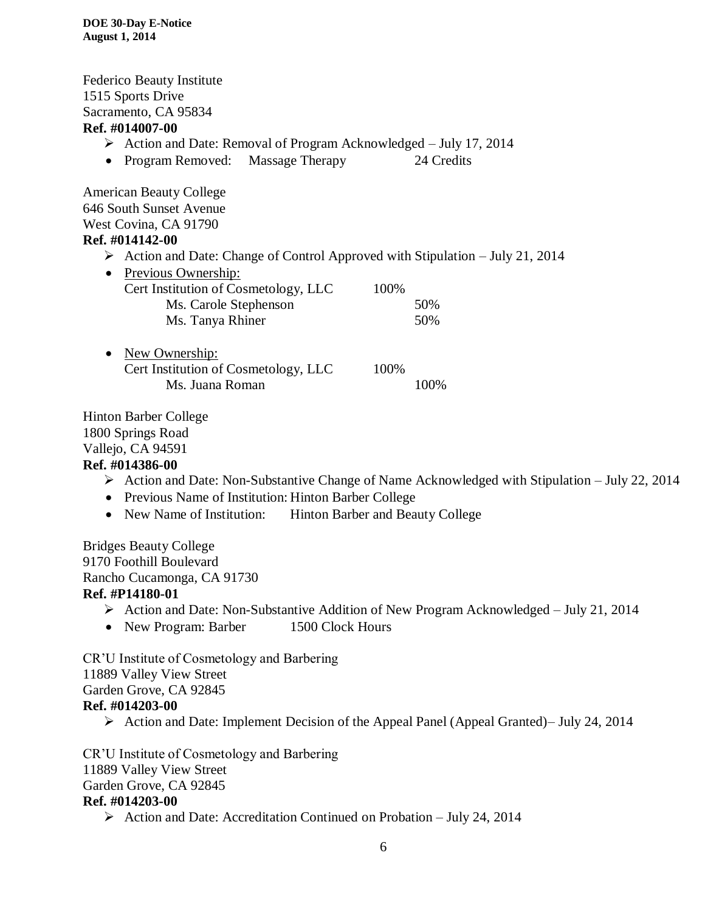Federico Beauty Institute
1515 Sports Drive
Sacramento, CA 95834
**Ref. #014007-00**

- Action and Date: Removal of Program Acknowledged – July 17, 2014
- Program Removed: Massage Therapy 24 Credits

American Beauty College
646 South Sunset Avenue
West Covina, CA 91790
**Ref. #014142-00**

- Action and Date: Change of Control Approved with Stipulation – July 21, 2014
- Previous Ownership:
  - Cert Institution of Cosmetology, LLC 100%
    - Ms. Carole Stephenson 50%
    - Ms. Tanya Rhiner 50%
- New Ownership:
  - Cert Institution of Cosmetology, LLC 100%
    - Ms. Juana Roman 100%

Hinton Barber College
1800 Springs Road
Vallejo, CA 94591
**Ref. #014386-00**

- Action and Date: Non-Substantive Change of Name Acknowledged with Stipulation – July 22, 2014
- Previous Name of Institution: Hinton Barber College
- New Name of Institution: Hinton Barber and Beauty College

Bridges Beauty College
9170 Foothill Boulevard
Rancho Cucamonga, CA 91730
**Ref. #P14180-01**

- Action and Date: Non-Substantive Addition of New Program Acknowledged – July 21, 2014
- New Program: Barber 1500 Clock Hours

CR'U Institute of Cosmetology and Barbering
11889 Valley View Street
Garden Grove, CA 92845
**Ref. #014203-00**

- Action and Date: Implement Decision of the Appeal Panel (Appeal Granted)– July 24, 2014

CR'U Institute of Cosmetology and Barbering
11889 Valley View Street
Garden Grove, CA 92845
**Ref. #014203-00**

- Action and Date: Accreditation Continued on Probation – July 24, 2014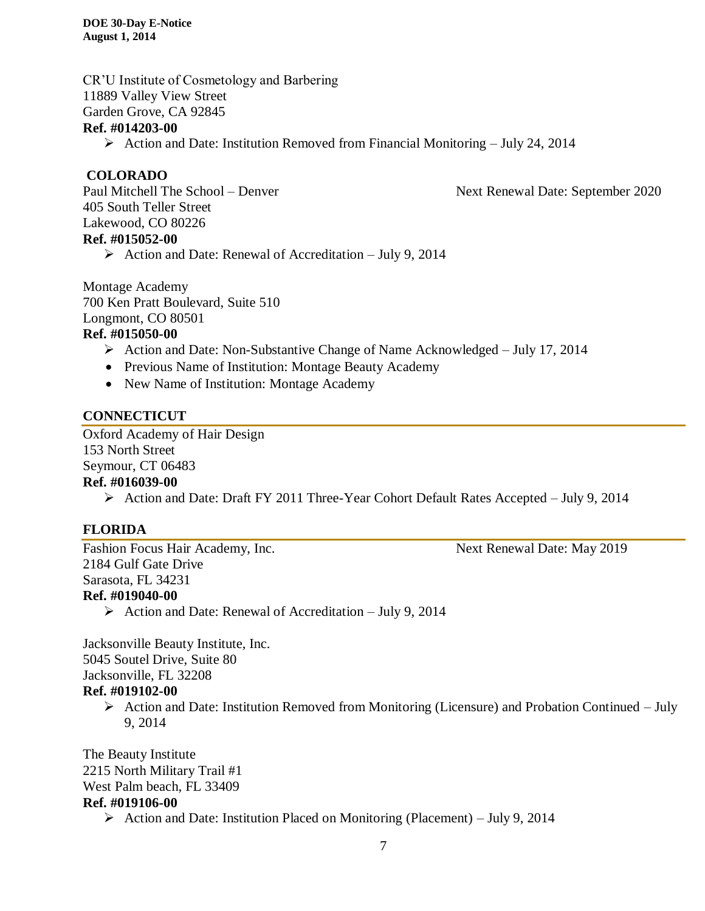CR'U Institute of Cosmetology and Barbering
11889 Valley View Street
Garden Grove, CA 92845
**Ref. #014203-00**

- Action and Date: Institution Removed from Financial Monitoring – July 24, 2014

## COLORADO

Paul Mitchell The School – Denver — Next Renewal Date: September 2020
405 South Teller Street
Lakewood, CO 80226
**Ref. #015052-00**

- Action and Date: Renewal of Accreditation – July 9, 2014

Montage Academy
700 Ken Pratt Boulevard, Suite 510
Longmont, CO 80501
**Ref. #015050-00**

- Action and Date: Non-Substantive Change of Name Acknowledged – July 17, 2014
  - Previous Name of Institution: Montage Beauty Academy
  - New Name of Institution: Montage Academy

## CONNECTICUT

Oxford Academy of Hair Design
153 North Street
Seymour, CT 06483
**Ref. #016039-00**

- Action and Date: Draft FY 2011 Three-Year Cohort Default Rates Accepted – July 9, 2014

## FLORIDA

Fashion Focus Hair Academy, Inc. — Next Renewal Date: May 2019
2184 Gulf Gate Drive
Sarasota, FL 34231
**Ref. #019040-00**

- Action and Date: Renewal of Accreditation – July 9, 2014

Jacksonville Beauty Institute, Inc.
5045 Soutel Drive, Suite 80
Jacksonville, FL 32208
**Ref. #019102-00**

- Action and Date: Institution Removed from Monitoring (Licensure) and Probation Continued – July 9, 2014

The Beauty Institute
2215 North Military Trail #1
West Palm beach, FL 33409
**Ref. #019106-00**

- Action and Date: Institution Placed on Monitoring (Placement) – July 9, 2014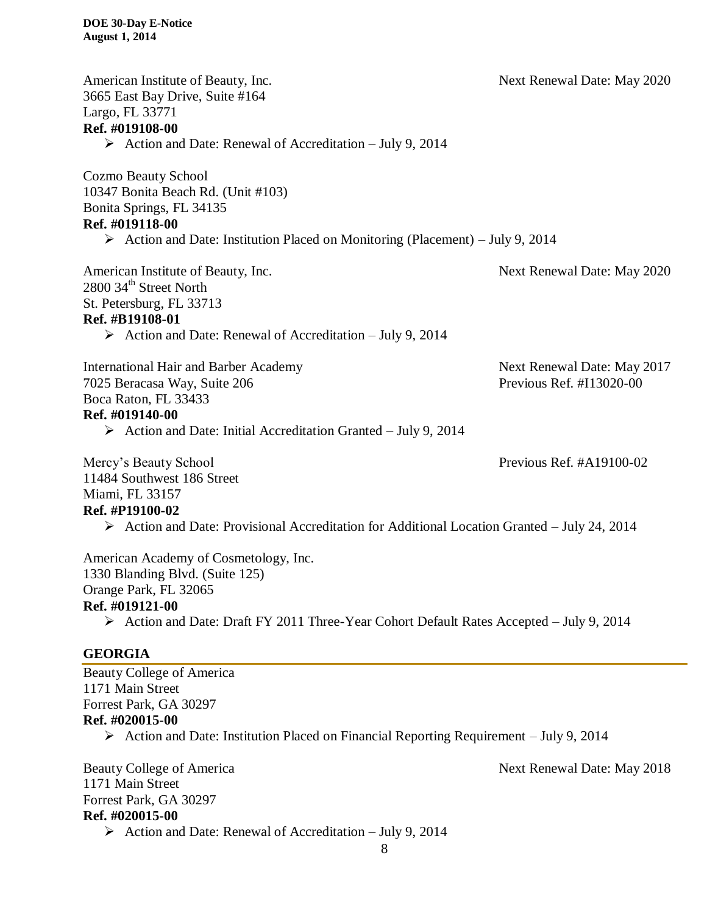American Institute of Beauty, Inc.
3665 East Bay Drive, Suite #164
Largo, FL 33771
**Ref. #019108-00**

Next Renewal Date: May 2020

- Action and Date: Renewal of Accreditation – July 9, 2014

Cozmo Beauty School
10347 Bonita Beach Rd. (Unit #103)
Bonita Springs, FL 34135
**Ref. #019118-00**

- Action and Date: Institution Placed on Monitoring (Placement) – July 9, 2014

American Institute of Beauty, Inc.
2800 34th Street North
St. Petersburg, FL 33713
**Ref. #B19108-01**

Next Renewal Date: May 2020

- Action and Date: Renewal of Accreditation – July 9, 2014

International Hair and Barber Academy
7025 Beracasa Way, Suite 206
Boca Raton, FL 33433
**Ref. #019140-00**

Next Renewal Date: May 2017
Previous Ref. #I13020-00

- Action and Date: Initial Accreditation Granted – July 9, 2014

Mercy's Beauty School
11484 Southwest 186 Street
Miami, FL 33157
**Ref. #P19100-02**

Previous Ref. #A19100-02

- Action and Date: Provisional Accreditation for Additional Location Granted – July 24, 2014

American Academy of Cosmetology, Inc.
1330 Blanding Blvd. (Suite 125)
Orange Park, FL 32065
**Ref. #019121-00**

- Action and Date: Draft FY 2011 Three-Year Cohort Default Rates Accepted – July 9, 2014

## GEORGIA

Beauty College of America
1171 Main Street
Forrest Park, GA 30297
**Ref. #020015-00**

- Action and Date: Institution Placed on Financial Reporting Requirement – July 9, 2014

Beauty College of America
1171 Main Street
Forrest Park, GA 30297
**Ref. #020015-00**

Next Renewal Date: May 2018

- Action and Date: Renewal of Accreditation – July 9, 2014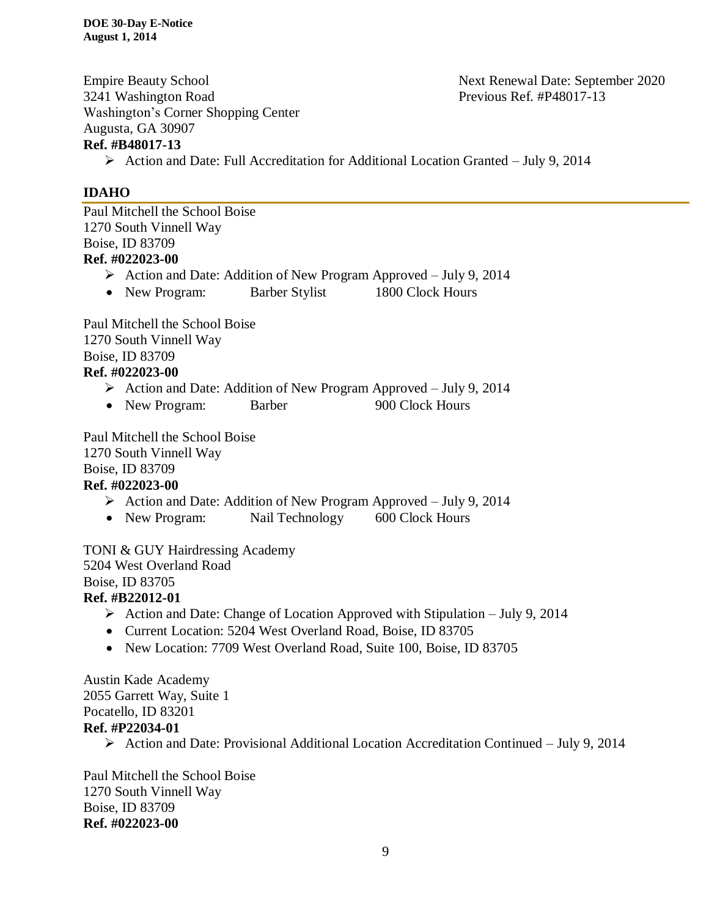Empire Beauty School
3241 Washington Road
Washington's Corner Shopping Center
Augusta, GA 30907
**Ref. #B48017-13**

Next Renewal Date: September 2020
Previous Ref. #P48017-13

- Action and Date: Full Accreditation for Additional Location Granted – July 9, 2014

## IDAHO

Paul Mitchell the School Boise
1270 South Vinnell Way
Boise, ID 83709
**Ref. #022023-00**

- Action and Date: Addition of New Program Approved – July 9, 2014
- New Program: Barber Stylist 1800 Clock Hours

Paul Mitchell the School Boise
1270 South Vinnell Way
Boise, ID 83709
**Ref. #022023-00**

- Action and Date: Addition of New Program Approved – July 9, 2014
- New Program: Barber 900 Clock Hours

Paul Mitchell the School Boise
1270 South Vinnell Way
Boise, ID 83709
**Ref. #022023-00**

- Action and Date: Addition of New Program Approved – July 9, 2014
- New Program: Nail Technology 600 Clock Hours

TONI & GUY Hairdressing Academy
5204 West Overland Road
Boise, ID 83705
**Ref. #B22012-01**

- Action and Date: Change of Location Approved with Stipulation – July 9, 2014
- Current Location: 5204 West Overland Road, Boise, ID 83705
- New Location: 7709 West Overland Road, Suite 100, Boise, ID 83705

Austin Kade Academy
2055 Garrett Way, Suite 1
Pocatello, ID 83201
**Ref. #P22034-01**

- Action and Date: Provisional Additional Location Accreditation Continued – July 9, 2014

Paul Mitchell the School Boise
1270 South Vinnell Way
Boise, ID 83709
**Ref. #022023-00**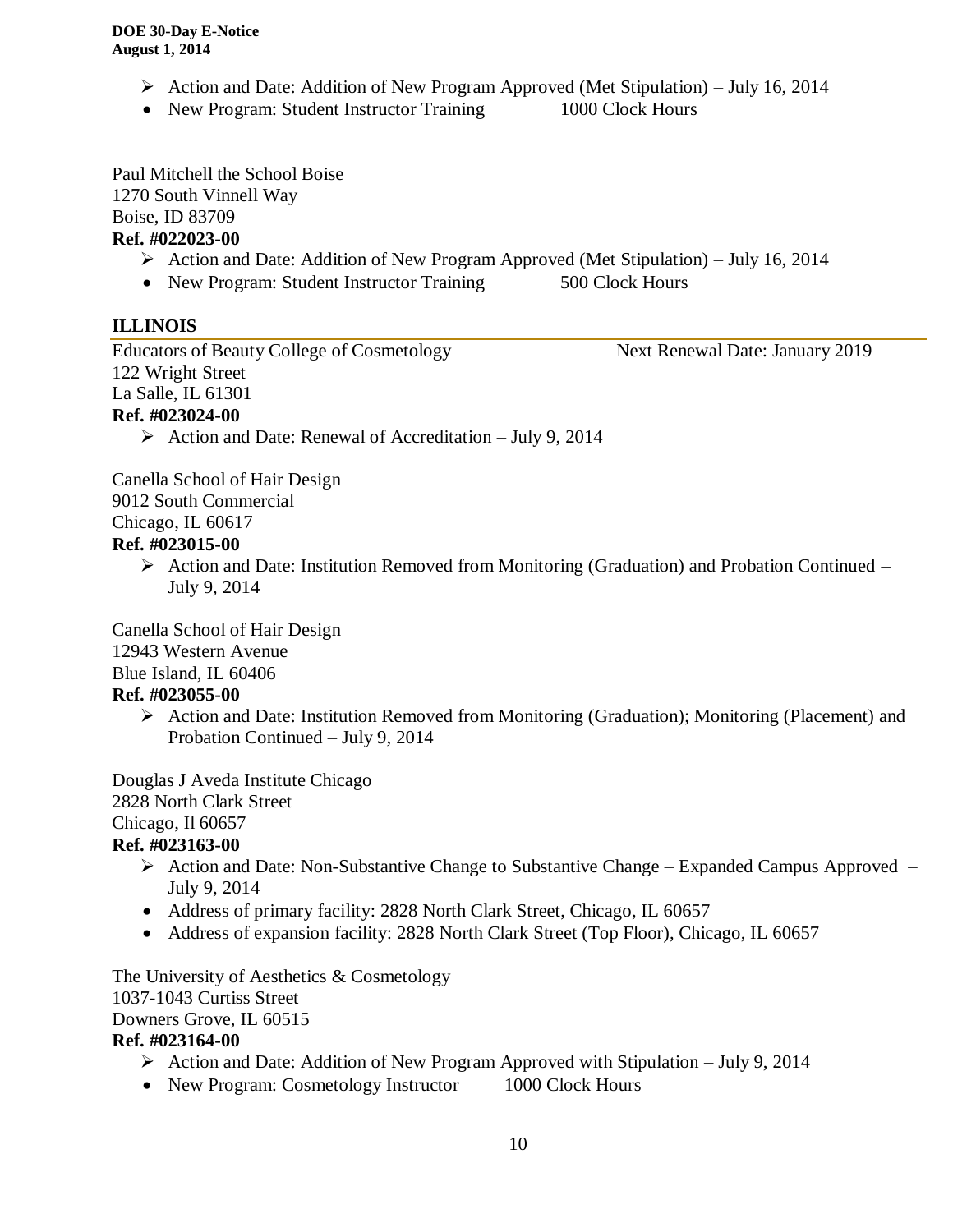- ➢ Action and Date: Addition of New Program Approved (Met Stipulation) – July 16, 2014
- New Program: Student Instructor Training 1000 Clock Hours

Paul Mitchell the School Boise
1270 South Vinnell Way
Boise, ID 83709
**Ref. #022023-00**

- ➢ Action and Date: Addition of New Program Approved (Met Stipulation) – July 16, 2014
- New Program: Student Instructor Training 500 Clock Hours

## ILLINOIS

Educators of Beauty College of Cosmetology Next Renewal Date: January 2019
122 Wright Street
La Salle, IL 61301
**Ref. #023024-00**

- ➢ Action and Date: Renewal of Accreditation – July 9, 2014

Canella School of Hair Design
9012 South Commercial
Chicago, IL 60617
**Ref. #023015-00**

- ➢ Action and Date: Institution Removed from Monitoring (Graduation) and Probation Continued – July 9, 2014

Canella School of Hair Design
12943 Western Avenue
Blue Island, IL 60406
**Ref. #023055-00**

- ➢ Action and Date: Institution Removed from Monitoring (Graduation); Monitoring (Placement) and Probation Continued – July 9, 2014

Douglas J Aveda Institute Chicago
2828 North Clark Street
Chicago, Il 60657
**Ref. #023163-00**

- ➢ Action and Date: Non-Substantive Change to Substantive Change – Expanded Campus Approved – July 9, 2014
- Address of primary facility: 2828 North Clark Street, Chicago, IL 60657
- Address of expansion facility: 2828 North Clark Street (Top Floor), Chicago, IL 60657

The University of Aesthetics & Cosmetology
1037-1043 Curtiss Street
Downers Grove, IL 60515
**Ref. #023164-00**

- ➢ Action and Date: Addition of New Program Approved with Stipulation – July 9, 2014
- New Program: Cosmetology Instructor 1000 Clock Hours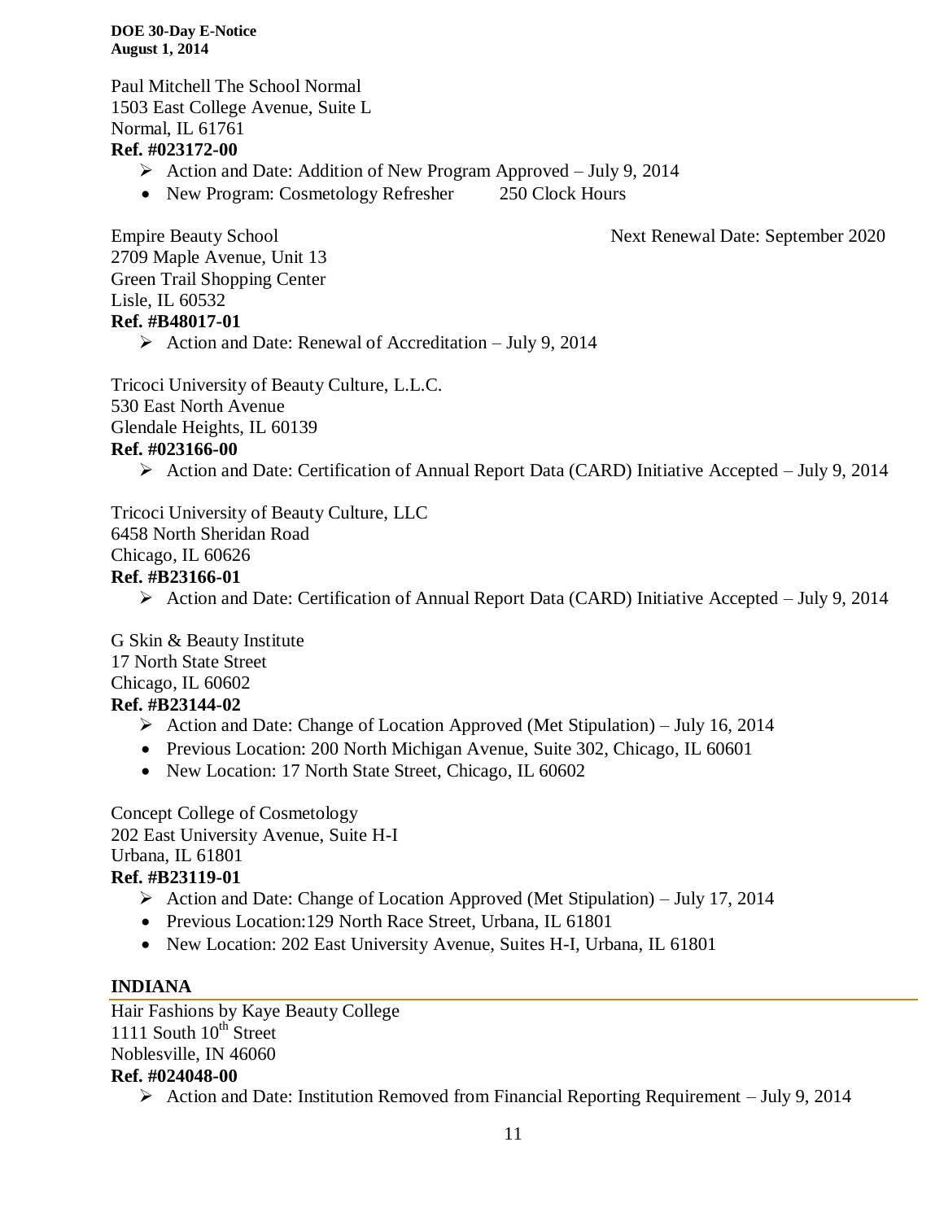Paul Mitchell The School Normal
1503 East College Avenue, Suite L
Normal, IL 61761
**Ref. #023172-00**

- Action and Date: Addition of New Program Approved – July 9, 2014
- New Program: Cosmetology Refresher 250 Clock Hours

Empire Beauty School Next Renewal Date: September 2020
2709 Maple Avenue, Unit 13
Green Trail Shopping Center
Lisle, IL 60532
**Ref. #B48017-01**

- Action and Date: Renewal of Accreditation – July 9, 2014

Tricoci University of Beauty Culture, L.L.C.
530 East North Avenue
Glendale Heights, IL 60139
**Ref. #023166-00**

- Action and Date: Certification of Annual Report Data (CARD) Initiative Accepted – July 9, 2014

Tricoci University of Beauty Culture, LLC
6458 North Sheridan Road
Chicago, IL 60626
**Ref. #B23166-01**

- Action and Date: Certification of Annual Report Data (CARD) Initiative Accepted – July 9, 2014

G Skin & Beauty Institute
17 North State Street
Chicago, IL 60602
**Ref. #B23144-02**

- Action and Date: Change of Location Approved (Met Stipulation) – July 16, 2014
- Previous Location: 200 North Michigan Avenue, Suite 302, Chicago, IL 60601
- New Location: 17 North State Street, Chicago, IL 60602

Concept College of Cosmetology
202 East University Avenue, Suite H-I
Urbana, IL 61801
**Ref. #B23119-01**

- Action and Date: Change of Location Approved (Met Stipulation) – July 17, 2014
- Previous Location:129 North Race Street, Urbana, IL 61801
- New Location: 202 East University Avenue, Suites H-I, Urbana, IL 61801

## INDIANA

Hair Fashions by Kaye Beauty College
1111 South 10th Street
Noblesville, IN 46060
**Ref. #024048-00**

- Action and Date: Institution Removed from Financial Reporting Requirement – July 9, 2014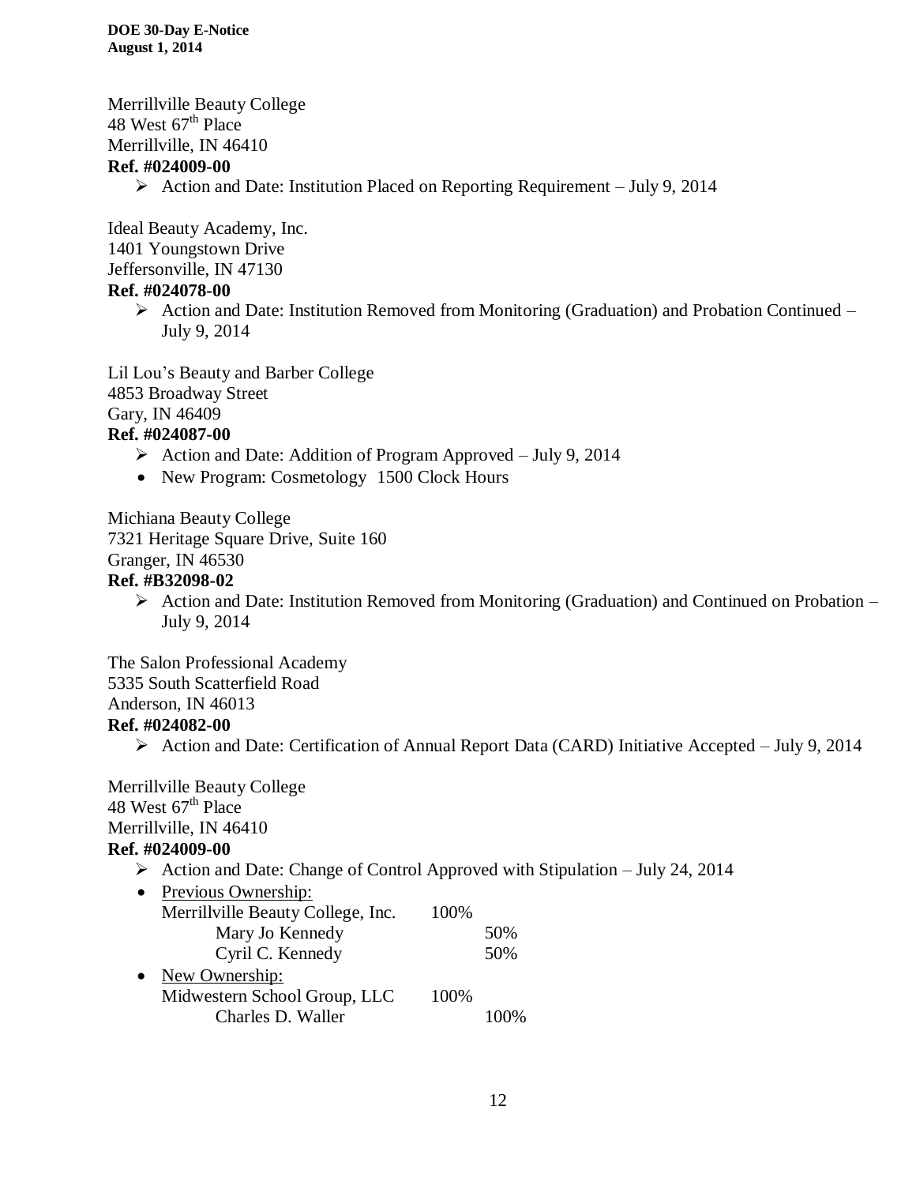Merrillville Beauty College
48 West 67th Place
Merrillville, IN 46410
**Ref. #024009-00**

- Action and Date: Institution Placed on Reporting Requirement – July 9, 2014

Ideal Beauty Academy, Inc.
1401 Youngstown Drive
Jeffersonville, IN 47130
**Ref. #024078-00**

- Action and Date: Institution Removed from Monitoring (Graduation) and Probation Continued – July 9, 2014

Lil Lou's Beauty and Barber College
4853 Broadway Street
Gary, IN 46409
**Ref. #024087-00**

- Action and Date: Addition of Program Approved – July 9, 2014
- New Program: Cosmetology 1500 Clock Hours

Michiana Beauty College
7321 Heritage Square Drive, Suite 160
Granger, IN 46530
**Ref. #B32098-02**

- Action and Date: Institution Removed from Monitoring (Graduation) and Continued on Probation – July 9, 2014

The Salon Professional Academy
5335 South Scatterfield Road
Anderson, IN 46013
**Ref. #024082-00**

- Action and Date: Certification of Annual Report Data (CARD) Initiative Accepted – July 9, 2014

Merrillville Beauty College
48 West 67th Place
Merrillville, IN 46410
**Ref. #024009-00**

- Action and Date: Change of Control Approved with Stipulation – July 24, 2014
- Previous Ownership:
  Merrillville Beauty College, Inc. 100%
  - Mary Jo Kennedy 50%
  - Cyril C. Kennedy 50%
- New Ownership:
  Midwestern School Group, LLC 100%
  - Charles D. Waller 100%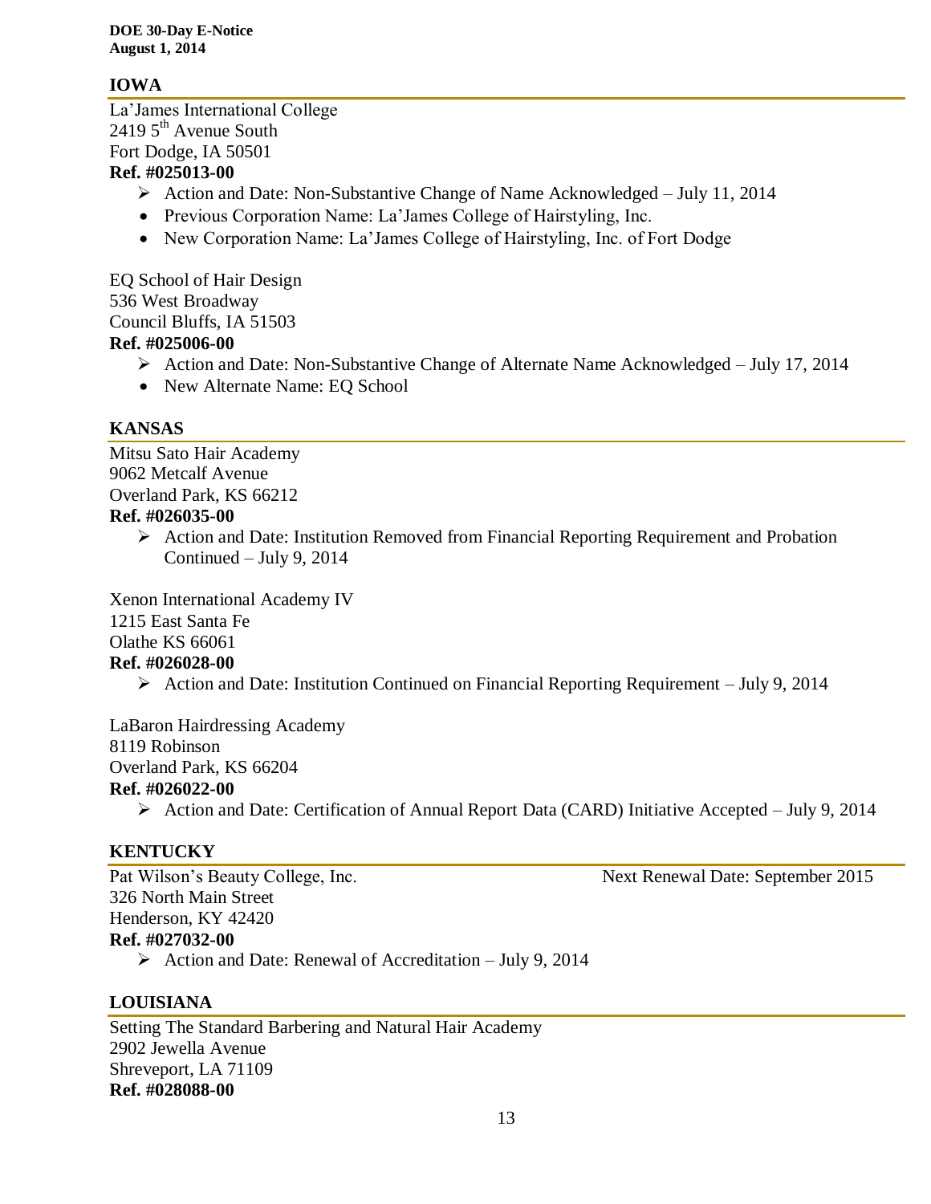## IOWA

La'James International College
2419 5th Avenue South
Fort Dodge, IA 50501
**Ref. #025013-00**

- Action and Date: Non-Substantive Change of Name Acknowledged – July 11, 2014
  - Previous Corporation Name: La'James College of Hairstyling, Inc.
  - New Corporation Name: La'James College of Hairstyling, Inc. of Fort Dodge

EQ School of Hair Design
536 West Broadway
Council Bluffs, IA 51503
**Ref. #025006-00**

- Action and Date: Non-Substantive Change of Alternate Name Acknowledged – July 17, 2014
  - New Alternate Name: EQ School

## KANSAS

Mitsu Sato Hair Academy
9062 Metcalf Avenue
Overland Park, KS 66212
**Ref. #026035-00**

- Action and Date: Institution Removed from Financial Reporting Requirement and Probation Continued – July 9, 2014

Xenon International Academy IV
1215 East Santa Fe
Olathe KS 66061
**Ref. #026028-00**

- Action and Date: Institution Continued on Financial Reporting Requirement – July 9, 2014

LaBaron Hairdressing Academy
8119 Robinson
Overland Park, KS 66204
**Ref. #026022-00**

- Action and Date: Certification of Annual Report Data (CARD) Initiative Accepted – July 9, 2014

## KENTUCKY

Pat Wilson's Beauty College, Inc. — Next Renewal Date: September 2015
326 North Main Street
Henderson, KY 42420
**Ref. #027032-00**

- Action and Date: Renewal of Accreditation – July 9, 2014

## LOUISIANA

Setting The Standard Barbering and Natural Hair Academy
2902 Jewella Avenue
Shreveport, LA 71109
**Ref. #028088-00**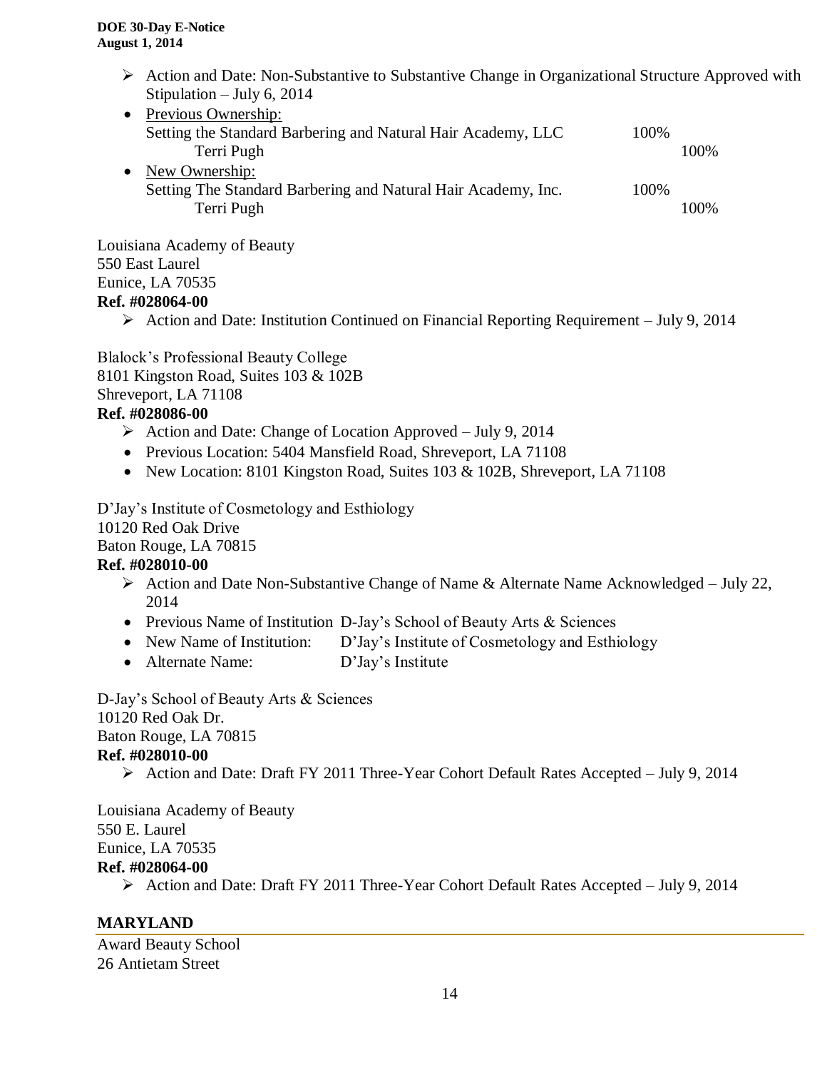- ➢ Action and Date: Non-Substantive to Substantive Change in Organizational Structure Approved with Stipulation – July 6, 2014
- Previous Ownership:
  Setting the Standard Barbering and Natural Hair Academy, LLC 100%
  Terri Pugh 100%
- New Ownership:
  Setting The Standard Barbering and Natural Hair Academy, Inc. 100%
  Terri Pugh 100%

Louisiana Academy of Beauty
550 East Laurel
Eunice, LA 70535
**Ref. #028064-00**

- ➢ Action and Date: Institution Continued on Financial Reporting Requirement – July 9, 2014

Blalock's Professional Beauty College
8101 Kingston Road, Suites 103 & 102B
Shreveport, LA 71108
**Ref. #028086-00**

- ➢ Action and Date: Change of Location Approved – July 9, 2014
- Previous Location: 5404 Mansfield Road, Shreveport, LA 71108
- New Location: 8101 Kingston Road, Suites 103 & 102B, Shreveport, LA 71108

D'Jay's Institute of Cosmetology and Esthiology
10120 Red Oak Drive
Baton Rouge, LA 70815
**Ref. #028010-00**

- ➢ Action and Date Non-Substantive Change of Name & Alternate Name Acknowledged – July 22, 2014
- Previous Name of Institution D-Jay's School of Beauty Arts & Sciences
- New Name of Institution: D'Jay's Institute of Cosmetology and Esthiology
- Alternate Name: D'Jay's Institute

D-Jay's School of Beauty Arts & Sciences
10120 Red Oak Dr.
Baton Rouge, LA 70815
**Ref. #028010-00**

- ➢ Action and Date: Draft FY 2011 Three-Year Cohort Default Rates Accepted – July 9, 2014

Louisiana Academy of Beauty
550 E. Laurel
Eunice, LA 70535
**Ref. #028064-00**

- ➢ Action and Date: Draft FY 2011 Three-Year Cohort Default Rates Accepted – July 9, 2014

## MARYLAND

Award Beauty School
26 Antietam Street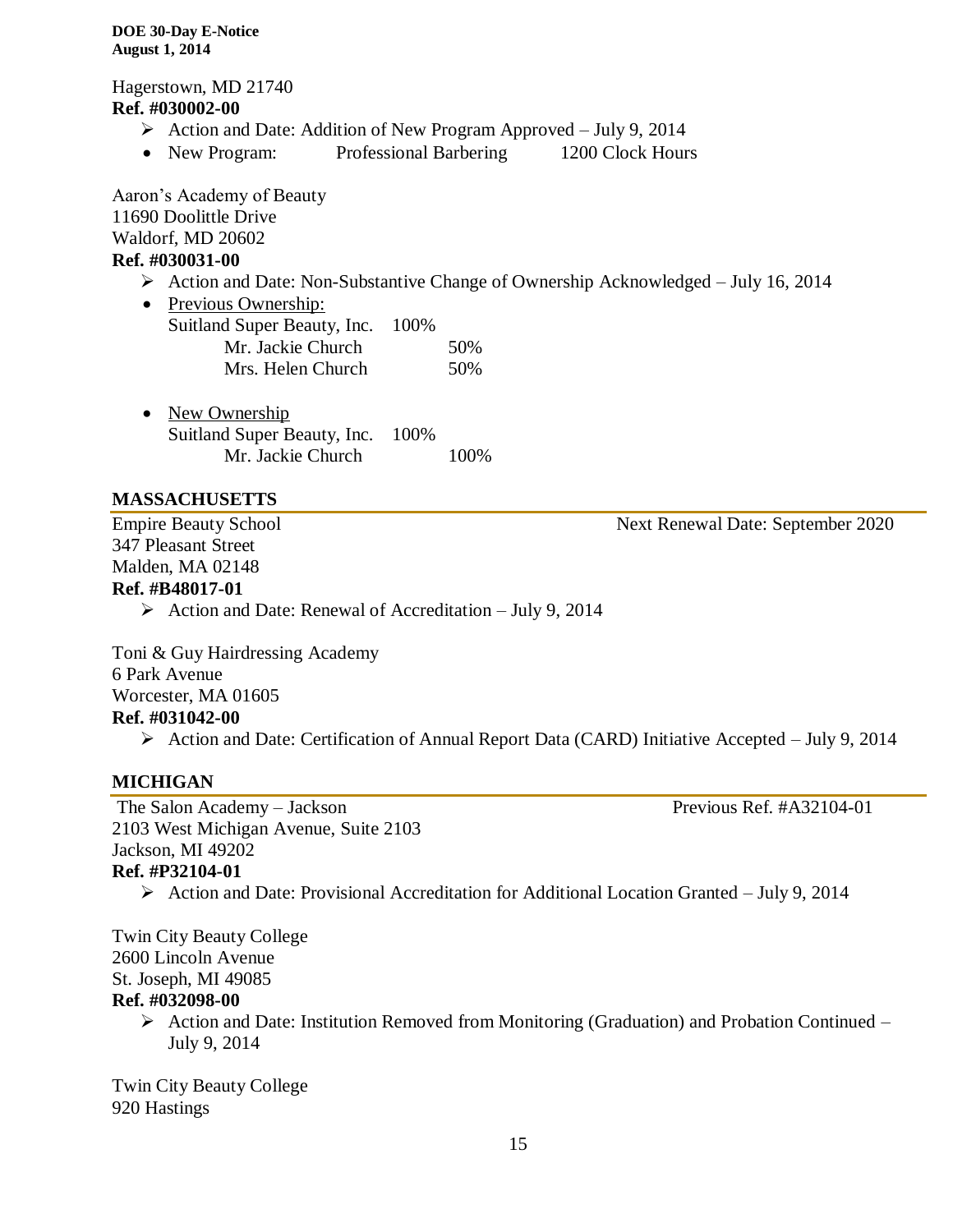Hagerstown, MD 21740
**Ref. #030002-00**

- ➢ Action and Date: Addition of New Program Approved – July 9, 2014
- New Program: Professional Barbering 1200 Clock Hours

Aaron's Academy of Beauty
11690 Doolittle Drive
Waldorf, MD 20602
**Ref. #030031-00**

- ➢ Action and Date: Non-Substantive Change of Ownership Acknowledged – July 16, 2014
- Previous Ownership:
  Suitland Super Beauty, Inc. 100%
  - Mr. Jackie Church 50%
  - Mrs. Helen Church 50%

- New Ownership
  Suitland Super Beauty, Inc. 100%
  - Mr. Jackie Church 100%

## MASSACHUSETTS

Empire Beauty School — Next Renewal Date: September 2020
347 Pleasant Street
Malden, MA 02148
**Ref. #B48017-01**

- ➢ Action and Date: Renewal of Accreditation – July 9, 2014

Toni & Guy Hairdressing Academy
6 Park Avenue
Worcester, MA 01605
**Ref. #031042-00**

- ➢ Action and Date: Certification of Annual Report Data (CARD) Initiative Accepted – July 9, 2014

## MICHIGAN

The Salon Academy – Jackson — Previous Ref. #A32104-01
2103 West Michigan Avenue, Suite 2103
Jackson, MI 49202
**Ref. #P32104-01**

- ➢ Action and Date: Provisional Accreditation for Additional Location Granted – July 9, 2014

Twin City Beauty College
2600 Lincoln Avenue
St. Joseph, MI 49085
**Ref. #032098-00**

- ➢ Action and Date: Institution Removed from Monitoring (Graduation) and Probation Continued – July 9, 2014

Twin City Beauty College
920 Hastings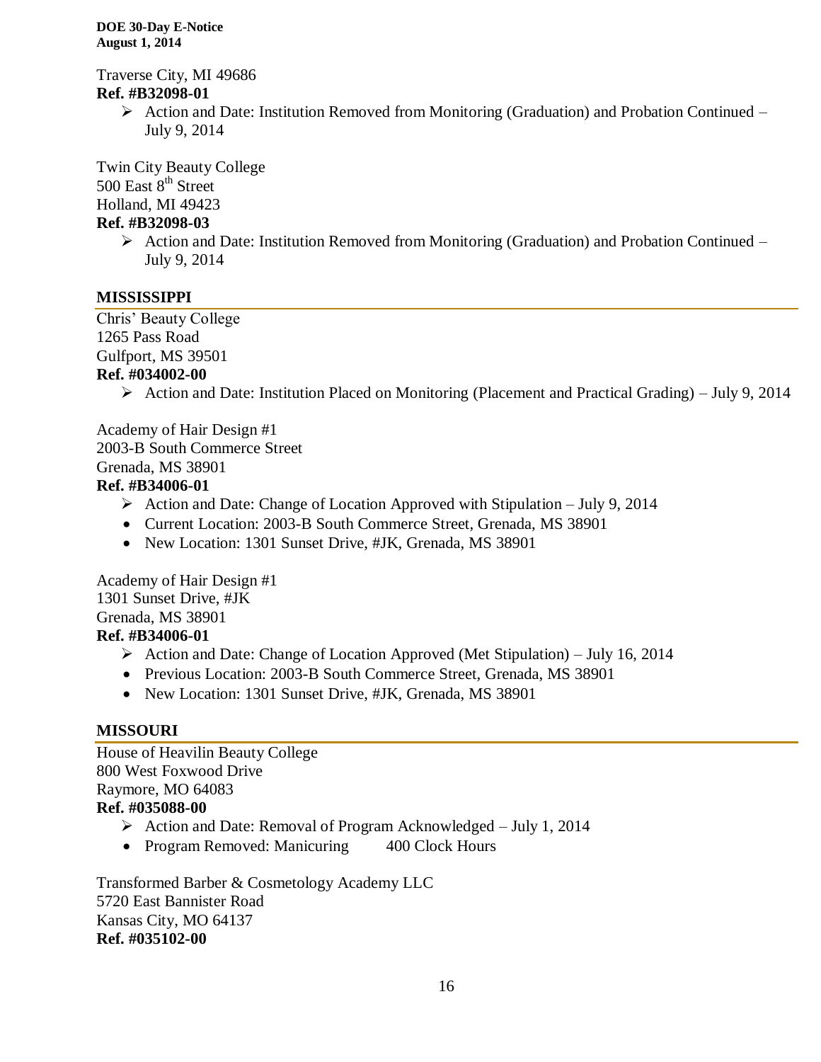Traverse City, MI 49686
**Ref. #B32098-01**

- Action and Date: Institution Removed from Monitoring (Graduation) and Probation Continued – July 9, 2014

Twin City Beauty College
500 East 8th Street
Holland, MI 49423
**Ref. #B32098-03**

- Action and Date: Institution Removed from Monitoring (Graduation) and Probation Continued – July 9, 2014

## MISSISSIPPI

Chris' Beauty College
1265 Pass Road
Gulfport, MS 39501
**Ref. #034002-00**

- Action and Date: Institution Placed on Monitoring (Placement and Practical Grading) – July 9, 2014

Academy of Hair Design #1
2003-B South Commerce Street
Grenada, MS 38901
**Ref. #B34006-01**

- Action and Date: Change of Location Approved with Stipulation – July 9, 2014
- Current Location: 2003-B South Commerce Street, Grenada, MS 38901
- New Location: 1301 Sunset Drive, #JK, Grenada, MS 38901

Academy of Hair Design #1
1301 Sunset Drive, #JK
Grenada, MS 38901
**Ref. #B34006-01**

- Action and Date: Change of Location Approved (Met Stipulation) – July 16, 2014
- Previous Location: 2003-B South Commerce Street, Grenada, MS 38901
- New Location: 1301 Sunset Drive, #JK, Grenada, MS 38901

## MISSOURI

House of Heavilin Beauty College
800 West Foxwood Drive
Raymore, MO 64083
**Ref. #035088-00**

- Action and Date: Removal of Program Acknowledged – July 1, 2014
- Program Removed: Manicuring 400 Clock Hours

Transformed Barber & Cosmetology Academy LLC
5720 East Bannister Road
Kansas City, MO 64137
**Ref. #035102-00**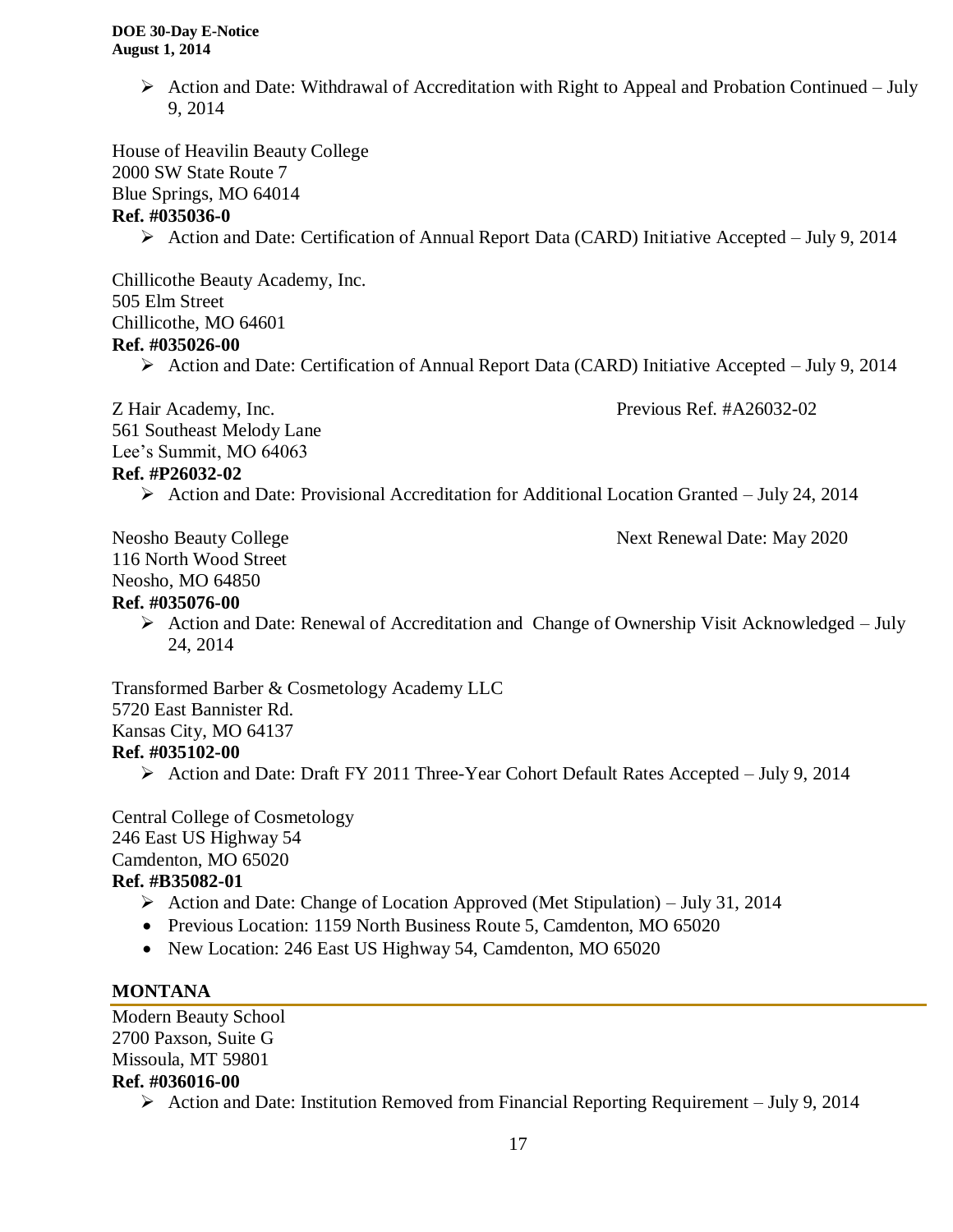- Action and Date: Withdrawal of Accreditation with Right to Appeal and Probation Continued – July 9, 2014

House of Heavilin Beauty College
2000 SW State Route 7
Blue Springs, MO 64014
**Ref. #035036-0**

- Action and Date: Certification of Annual Report Data (CARD) Initiative Accepted – July 9, 2014

Chillicothe Beauty Academy, Inc.
505 Elm Street
Chillicothe, MO 64601
**Ref. #035026-00**

- Action and Date: Certification of Annual Report Data (CARD) Initiative Accepted – July 9, 2014

Z Hair Academy, Inc.
Previous Ref. #A26032-02
561 Southeast Melody Lane
Lee's Summit, MO 64063
**Ref. #P26032-02**

- Action and Date: Provisional Accreditation for Additional Location Granted – July 24, 2014

Neosho Beauty College
Next Renewal Date: May 2020
116 North Wood Street
Neosho, MO 64850
**Ref. #035076-00**

- Action and Date: Renewal of Accreditation and Change of Ownership Visit Acknowledged – July 24, 2014

Transformed Barber & Cosmetology Academy LLC
5720 East Bannister Rd.
Kansas City, MO 64137
**Ref. #035102-00**

- Action and Date: Draft FY 2011 Three-Year Cohort Default Rates Accepted – July 9, 2014

Central College of Cosmetology
246 East US Highway 54
Camdenton, MO 65020
**Ref. #B35082-01**

- Action and Date: Change of Location Approved (Met Stipulation) – July 31, 2014
- Previous Location: 1159 North Business Route 5, Camdenton, MO 65020
- New Location: 246 East US Highway 54, Camdenton, MO 65020

## MONTANA

Modern Beauty School
2700 Paxson, Suite G
Missoula, MT 59801
**Ref. #036016-00**

- Action and Date: Institution Removed from Financial Reporting Requirement – July 9, 2014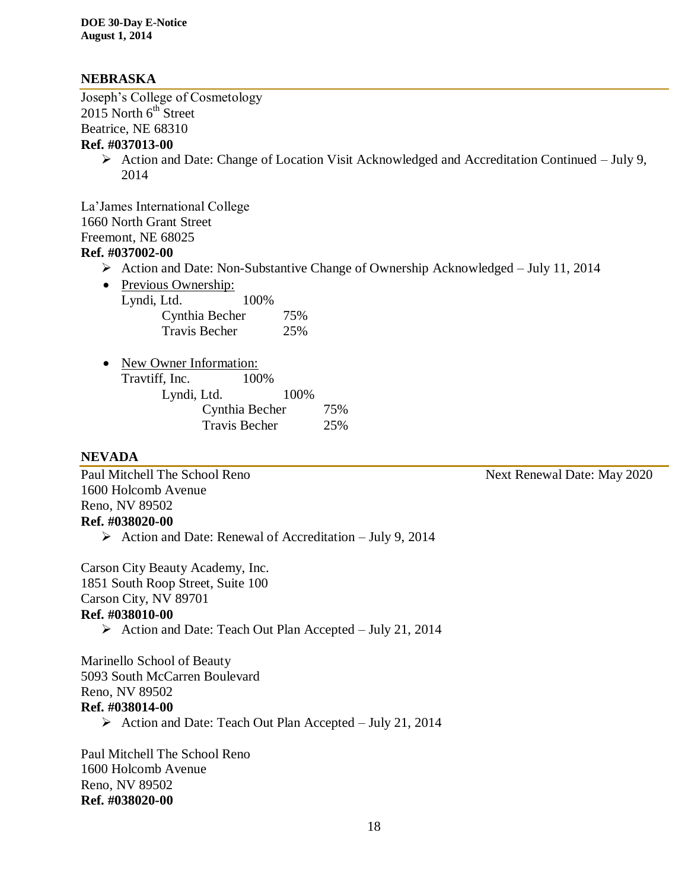## NEBRASKA

Joseph's College of Cosmetology
2015 North 6th Street
Beatrice, NE 68310
**Ref. #037013-00**

- Action and Date: Change of Location Visit Acknowledged and Accreditation Continued – July 9, 2014

La'James International College
1660 North Grant Street
Freemont, NE 68025
**Ref. #037002-00**

- Action and Date: Non-Substantive Change of Ownership Acknowledged – July 11, 2014
- Previous Ownership:
  Lyndi, Ltd. 100%
    Cynthia Becher 75%
    Travis Becher 25%
- New Owner Information:
  Travtiff, Inc. 100%
    Lyndi, Ltd. 100%
      Cynthia Becher 75%
      Travis Becher 25%

## NEVADA

Paul Mitchell The School Reno — Next Renewal Date: May 2020
1600 Holcomb Avenue
Reno, NV 89502
**Ref. #038020-00**

- Action and Date: Renewal of Accreditation – July 9, 2014

Carson City Beauty Academy, Inc.
1851 South Roop Street, Suite 100
Carson City, NV 89701
**Ref. #038010-00**

- Action and Date: Teach Out Plan Accepted – July 21, 2014

Marinello School of Beauty
5093 South McCarren Boulevard
Reno, NV 89502
**Ref. #038014-00**

- Action and Date: Teach Out Plan Accepted – July 21, 2014

Paul Mitchell The School Reno
1600 Holcomb Avenue
Reno, NV 89502
**Ref. #038020-00**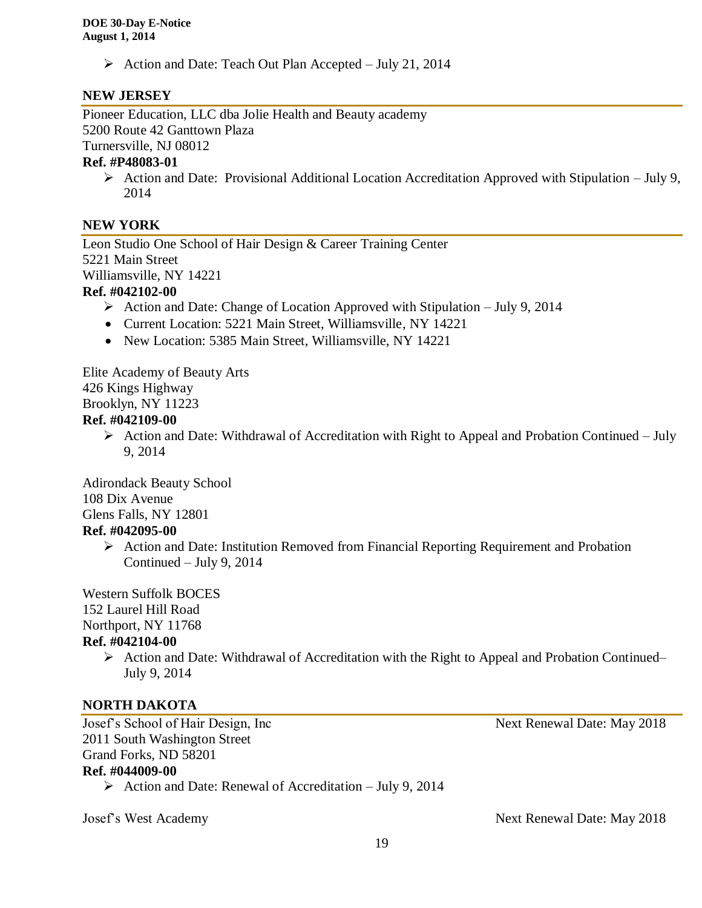- Action and Date: Teach Out Plan Accepted – July 21, 2014

## NEW JERSEY

Pioneer Education, LLC dba Jolie Health and Beauty academy
5200 Route 42 Ganttown Plaza
Turnersville, NJ 08012
**Ref. #P48083-01**

- Action and Date: Provisional Additional Location Accreditation Approved with Stipulation – July 9, 2014

## NEW YORK

Leon Studio One School of Hair Design & Career Training Center
5221 Main Street
Williamsville, NY 14221
**Ref. #042102-00**

- Action and Date: Change of Location Approved with Stipulation – July 9, 2014
- Current Location: 5221 Main Street, Williamsville, NY 14221
- New Location: 5385 Main Street, Williamsville, NY 14221

Elite Academy of Beauty Arts
426 Kings Highway
Brooklyn, NY 11223
**Ref. #042109-00**

- Action and Date: Withdrawal of Accreditation with Right to Appeal and Probation Continued – July 9, 2014

Adirondack Beauty School
108 Dix Avenue
Glens Falls, NY 12801
**Ref. #042095-00**

- Action and Date: Institution Removed from Financial Reporting Requirement and Probation Continued – July 9, 2014

Western Suffolk BOCES
152 Laurel Hill Road
Northport, NY 11768
**Ref. #042104-00**

- Action and Date: Withdrawal of Accreditation with the Right to Appeal and Probation Continued– July 9, 2014

## NORTH DAKOTA

Josef's School of Hair Design, Inc — Next Renewal Date: May 2018
2011 South Washington Street
Grand Forks, ND 58201
**Ref. #044009-00**

- Action and Date: Renewal of Accreditation – July 9, 2014

Josef's West Academy — Next Renewal Date: May 2018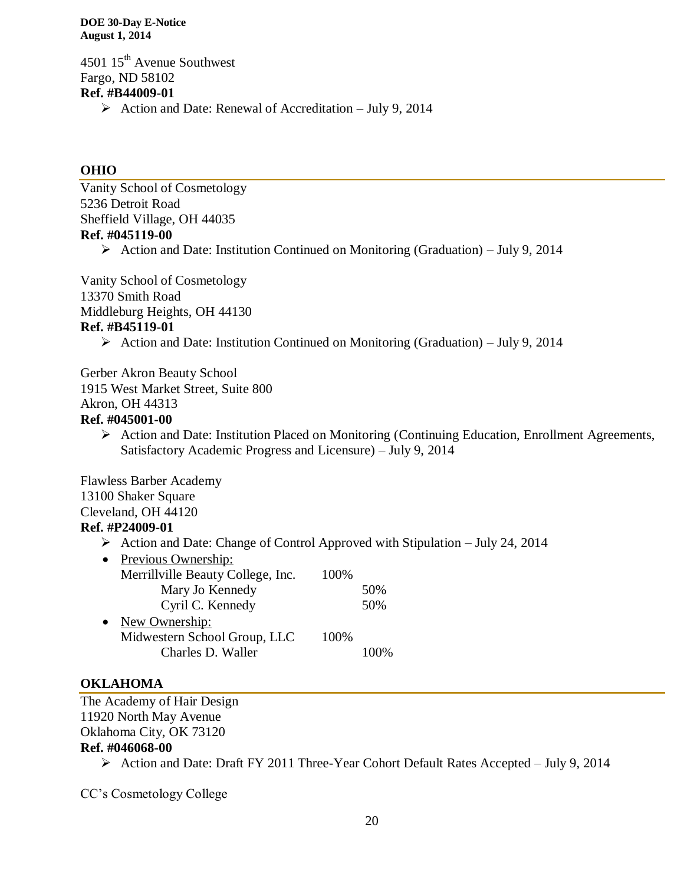4501 15th Avenue Southwest
Fargo, ND 58102
**Ref. #B44009-01**

- Action and Date: Renewal of Accreditation – July 9, 2014

## OHIO

Vanity School of Cosmetology
5236 Detroit Road
Sheffield Village, OH 44035
**Ref. #045119-00**

- Action and Date: Institution Continued on Monitoring (Graduation) – July 9, 2014

Vanity School of Cosmetology
13370 Smith Road
Middleburg Heights, OH 44130
**Ref. #B45119-01**

- Action and Date: Institution Continued on Monitoring (Graduation) – July 9, 2014

Gerber Akron Beauty School
1915 West Market Street, Suite 800
Akron, OH 44313
**Ref. #045001-00**

- Action and Date: Institution Placed on Monitoring (Continuing Education, Enrollment Agreements, Satisfactory Academic Progress and Licensure) – July 9, 2014

Flawless Barber Academy
13100 Shaker Square
Cleveland, OH 44120
**Ref. #P24009-01**

- Action and Date: Change of Control Approved with Stipulation – July 24, 2014
- Previous Ownership:
  Merrillville Beauty College, Inc. 100%
  - Mary Jo Kennedy 50%
  - Cyril C. Kennedy 50%
- New Ownership:
  Midwestern School Group, LLC 100%
  - Charles D. Waller 100%

## OKLAHOMA

The Academy of Hair Design
11920 North May Avenue
Oklahoma City, OK 73120
**Ref. #046068-00**

- Action and Date: Draft FY 2011 Three-Year Cohort Default Rates Accepted – July 9, 2014

CC's Cosmetology College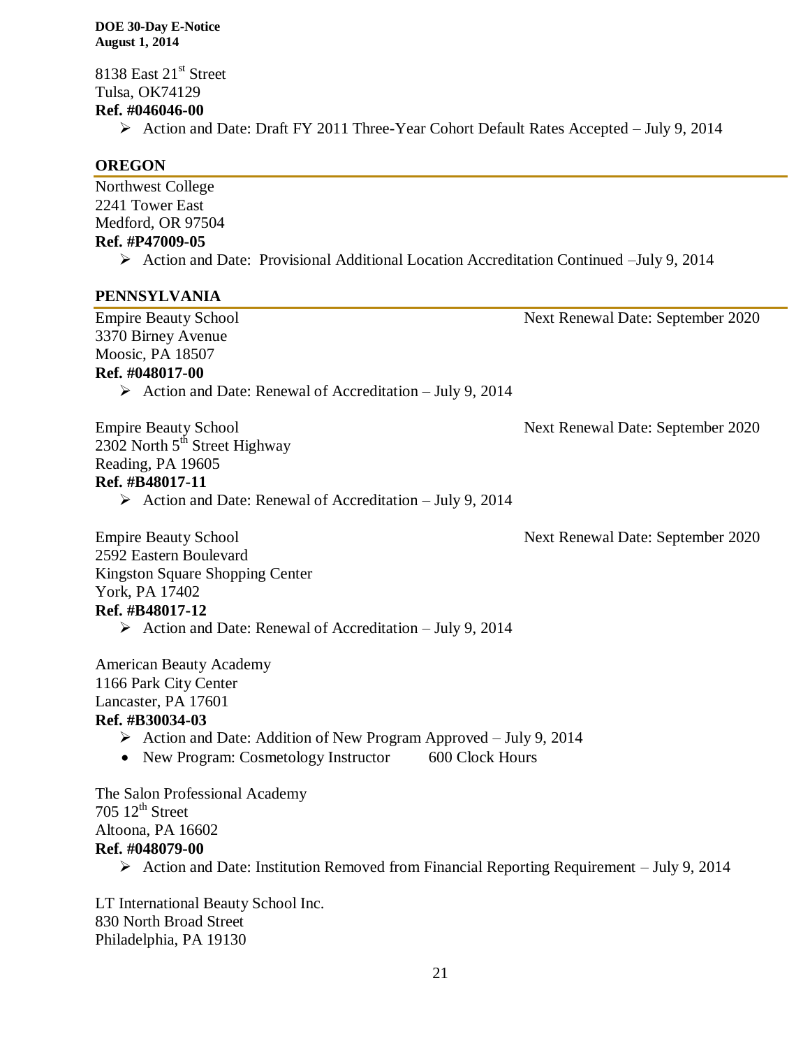8138 East 21st Street
Tulsa, OK74129
**Ref. #046046-00**

- Action and Date: Draft FY 2011 Three-Year Cohort Default Rates Accepted – July 9, 2014

## OREGON

Northwest College
2241 Tower East
Medford, OR 97504
**Ref. #P47009-05**

- Action and Date: Provisional Additional Location Accreditation Continued –July 9, 2014

## PENNSYLVANIA

Empire Beauty School — Next Renewal Date: September 2020
3370 Birney Avenue
Moosic, PA 18507
**Ref. #048017-00**

- Action and Date: Renewal of Accreditation – July 9, 2014

Empire Beauty School — Next Renewal Date: September 2020
2302 North 5th Street Highway
Reading, PA 19605
**Ref. #B48017-11**

- Action and Date: Renewal of Accreditation – July 9, 2014

Empire Beauty School — Next Renewal Date: September 2020
2592 Eastern Boulevard
Kingston Square Shopping Center
York, PA 17402
**Ref. #B48017-12**

- Action and Date: Renewal of Accreditation – July 9, 2014

American Beauty Academy
1166 Park City Center
Lancaster, PA 17601
**Ref. #B30034-03**

- Action and Date: Addition of New Program Approved – July 9, 2014
- New Program: Cosmetology Instructor 600 Clock Hours

The Salon Professional Academy
705 12th Street
Altoona, PA 16602
**Ref. #048079-00**

- Action and Date: Institution Removed from Financial Reporting Requirement – July 9, 2014

LT International Beauty School Inc.
830 North Broad Street
Philadelphia, PA 19130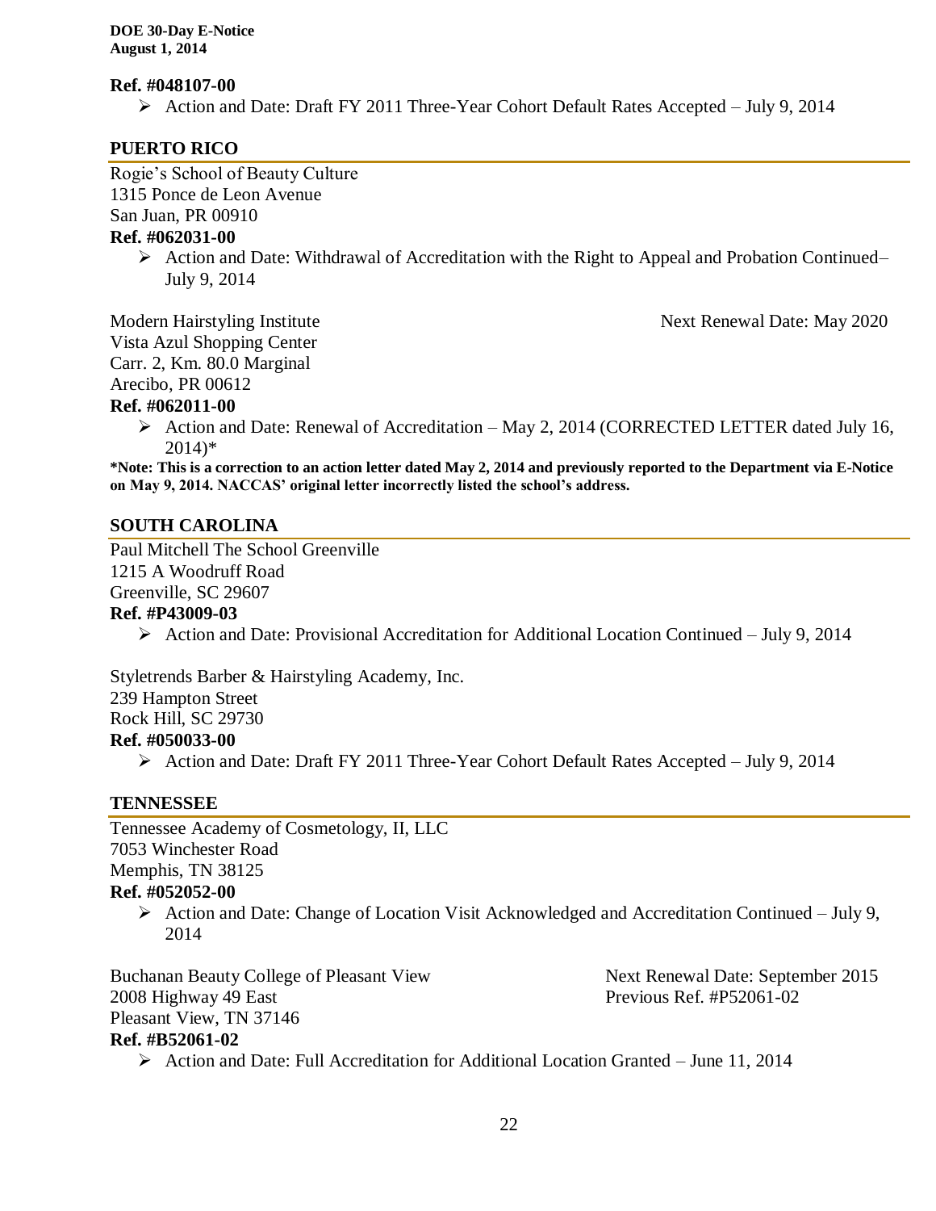**Ref. #048107-00**

- Action and Date: Draft FY 2011 Three-Year Cohort Default Rates Accepted – July 9, 2014

## PUERTO RICO

Rogie's School of Beauty Culture
1315 Ponce de Leon Avenue
San Juan, PR 00910

**Ref. #062031-00**

- Action and Date: Withdrawal of Accreditation with the Right to Appeal and Probation Continued– July 9, 2014

Modern Hairstyling Institute — Next Renewal Date: May 2020
Vista Azul Shopping Center
Carr. 2, Km. 80.0 Marginal
Arecibo, PR 00612

**Ref. #062011-00**

- Action and Date: Renewal of Accreditation – May 2, 2014 (CORRECTED LETTER dated July 16, 2014)*

**\*Note: This is a correction to an action letter dated May 2, 2014 and previously reported to the Department via E-Notice on May 9, 2014. NACCAS' original letter incorrectly listed the school's address.**

## SOUTH CAROLINA

Paul Mitchell The School Greenville
1215 A Woodruff Road
Greenville, SC 29607

**Ref. #P43009-03**

- Action and Date: Provisional Accreditation for Additional Location Continued – July 9, 2014

Styletrends Barber & Hairstyling Academy, Inc.
239 Hampton Street
Rock Hill, SC 29730

**Ref. #050033-00**

- Action and Date: Draft FY 2011 Three-Year Cohort Default Rates Accepted – July 9, 2014

## TENNESSEE

Tennessee Academy of Cosmetology, II, LLC
7053 Winchester Road
Memphis, TN 38125

**Ref. #052052-00**

- Action and Date: Change of Location Visit Acknowledged and Accreditation Continued – July 9, 2014

Buchanan Beauty College of Pleasant View — Next Renewal Date: September 2015
2008 Highway 49 East — Previous Ref. #P52061-02
Pleasant View, TN 37146

**Ref. #B52061-02**

- Action and Date: Full Accreditation for Additional Location Granted – June 11, 2014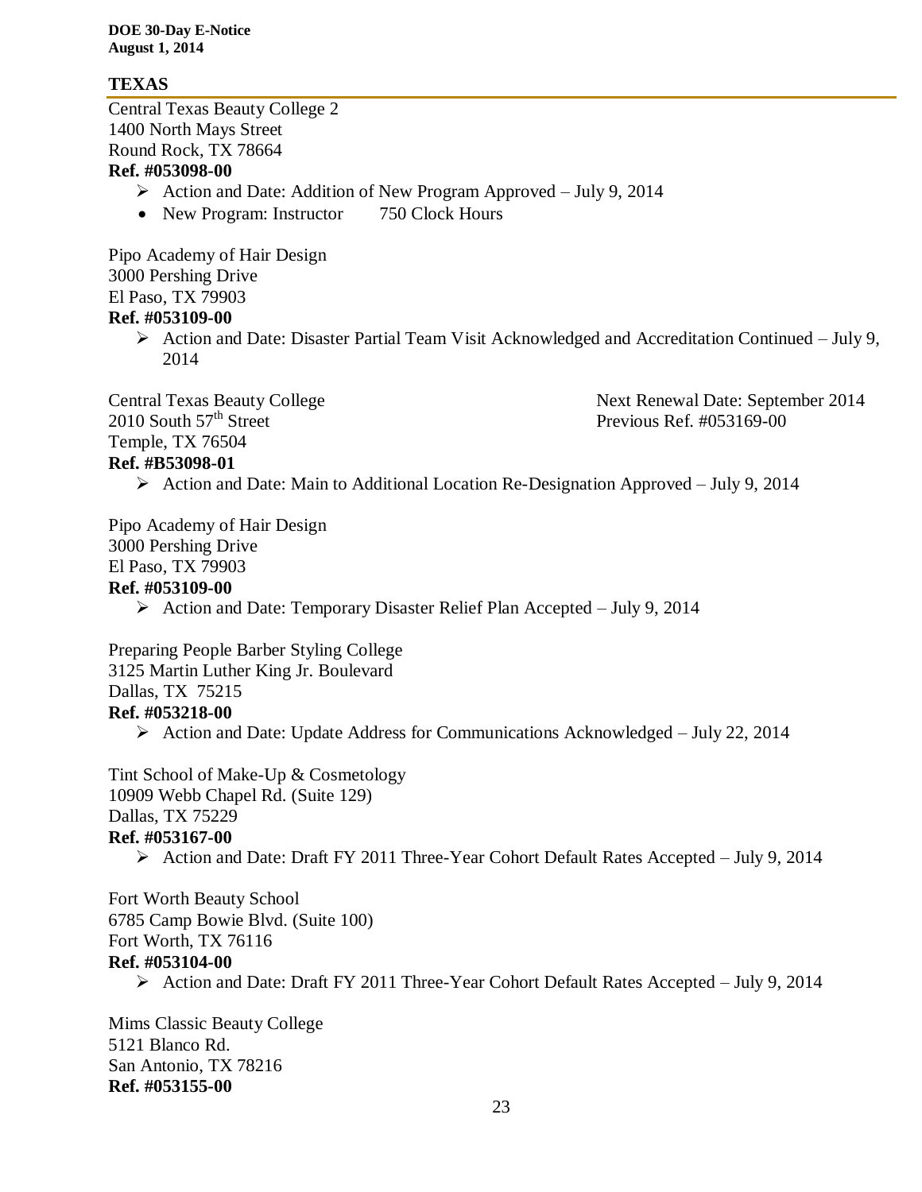## TEXAS

Central Texas Beauty College 2
1400 North Mays Street
Round Rock, TX 78664
**Ref. #053098-00**

- Action and Date: Addition of New Program Approved – July 9, 2014
- New Program: Instructor 750 Clock Hours

Pipo Academy of Hair Design
3000 Pershing Drive
El Paso, TX 79903
**Ref. #053109-00**

- Action and Date: Disaster Partial Team Visit Acknowledged and Accreditation Continued – July 9, 2014

Central Texas Beauty College
2010 South 57th Street
Temple, TX 76504
**Ref. #B53098-01**
Next Renewal Date: September 2014
Previous Ref. #053169-00

- Action and Date: Main to Additional Location Re-Designation Approved – July 9, 2014

Pipo Academy of Hair Design
3000 Pershing Drive
El Paso, TX 79903
**Ref. #053109-00**

- Action and Date: Temporary Disaster Relief Plan Accepted – July 9, 2014

Preparing People Barber Styling College
3125 Martin Luther King Jr. Boulevard
Dallas, TX 75215
**Ref. #053218-00**

- Action and Date: Update Address for Communications Acknowledged – July 22, 2014

Tint School of Make-Up & Cosmetology
10909 Webb Chapel Rd. (Suite 129)
Dallas, TX 75229
**Ref. #053167-00**

- Action and Date: Draft FY 2011 Three-Year Cohort Default Rates Accepted – July 9, 2014

Fort Worth Beauty School
6785 Camp Bowie Blvd. (Suite 100)
Fort Worth, TX 76116
**Ref. #053104-00**

- Action and Date: Draft FY 2011 Three-Year Cohort Default Rates Accepted – July 9, 2014

Mims Classic Beauty College
5121 Blanco Rd.
San Antonio, TX 78216
**Ref. #053155-00**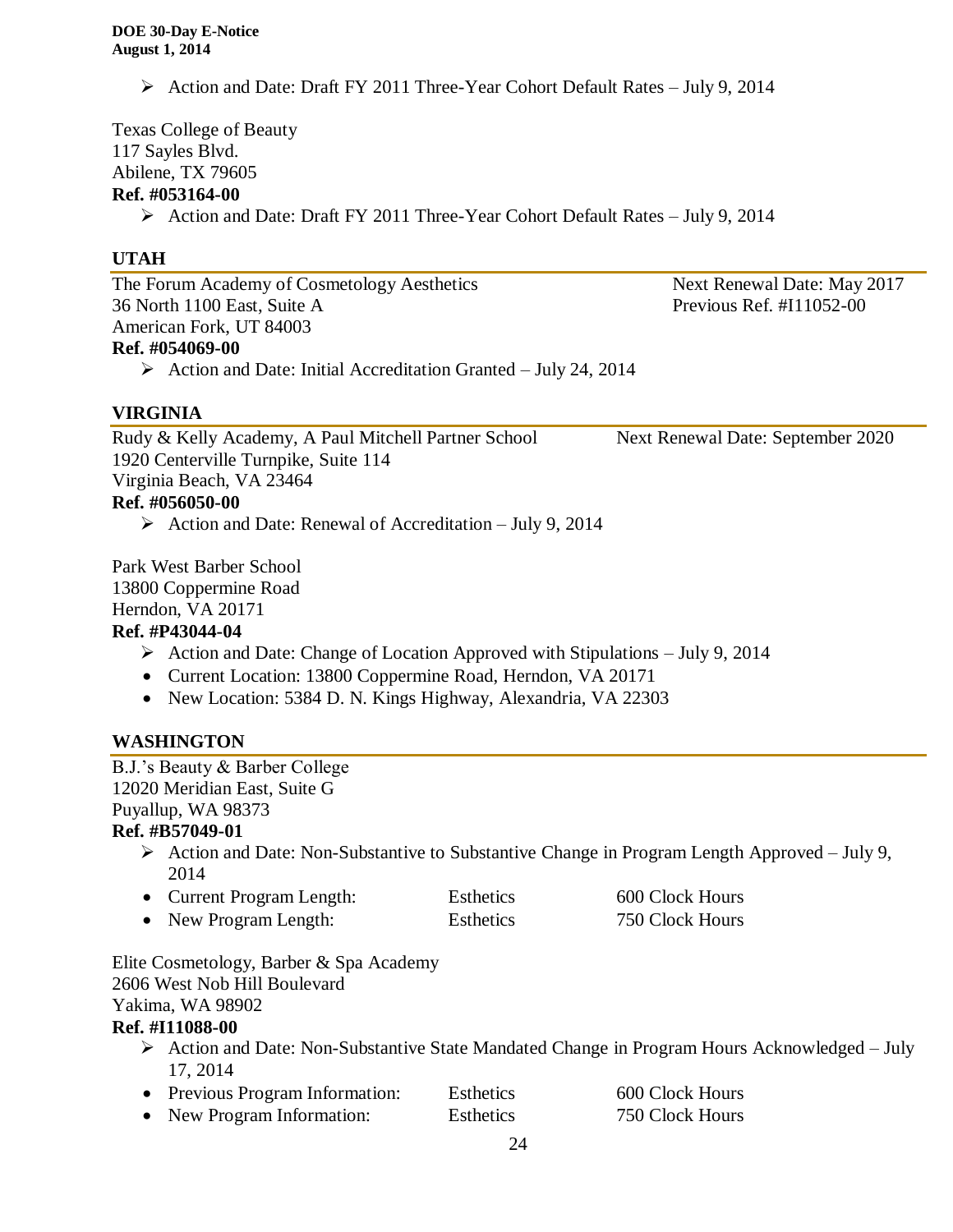- Action and Date: Draft FY 2011 Three-Year Cohort Default Rates – July 9, 2014

Texas College of Beauty
117 Sayles Blvd.
Abilene, TX 79605
**Ref. #053164-00**

- Action and Date: Draft FY 2011 Three-Year Cohort Default Rates – July 9, 2014

## UTAH

The Forum Academy of Cosmetology Aesthetics
36 North 1100 East, Suite A
American Fork, UT 84003
**Ref. #054069-00**

Next Renewal Date: May 2017
Previous Ref. #I11052-00

- Action and Date: Initial Accreditation Granted – July 24, 2014

## VIRGINIA

Rudy & Kelly Academy, A Paul Mitchell Partner School
1920 Centerville Turnpike, Suite 114
Virginia Beach, VA 23464
**Ref. #056050-00**

Next Renewal Date: September 2020

- Action and Date: Renewal of Accreditation – July 9, 2014

Park West Barber School
13800 Coppermine Road
Herndon, VA 20171
**Ref. #P43044-04**

- Action and Date: Change of Location Approved with Stipulations – July 9, 2014
- Current Location: 13800 Coppermine Road, Herndon, VA 20171
- New Location: 5384 D. N. Kings Highway, Alexandria, VA 22303

## WASHINGTON

B.J.'s Beauty & Barber College
12020 Meridian East, Suite G
Puyallup, WA 98373
**Ref. #B57049-01**

- Action and Date: Non-Substantive to Substantive Change in Program Length Approved – July 9, 2014
- Current Program Length: Esthetics 600 Clock Hours
- New Program Length: Esthetics 750 Clock Hours

Elite Cosmetology, Barber & Spa Academy
2606 West Nob Hill Boulevard
Yakima, WA 98902
**Ref. #I11088-00**

- Action and Date: Non-Substantive State Mandated Change in Program Hours Acknowledged – July 17, 2014
- Previous Program Information: Esthetics 600 Clock Hours
- New Program Information: Esthetics 750 Clock Hours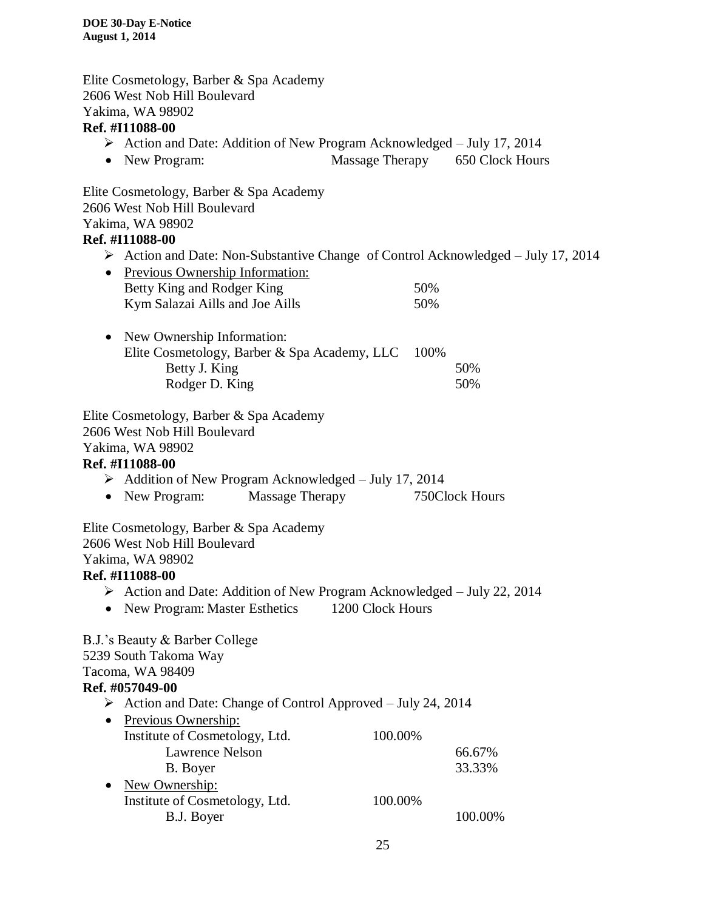Elite Cosmetology, Barber & Spa Academy
2606 West Nob Hill Boulevard
Yakima, WA 98902
**Ref. #I11088-00**

- ➢ Action and Date: Addition of New Program Acknowledged – July 17, 2014
- New Program: Massage Therapy 650 Clock Hours

Elite Cosmetology, Barber & Spa Academy
2606 West Nob Hill Boulevard
Yakima, WA 98902
**Ref. #I11088-00**

- ➢ Action and Date: Non-Substantive Change of Control Acknowledged – July 17, 2014
- Previous Ownership Information:
  Betty King and Rodger King 50%
  Kym Salazai Aills and Joe Aills 50%

- New Ownership Information:
  Elite Cosmetology, Barber & Spa Academy, LLC 100%
  - Betty J. King 50%
  - Rodger D. King 50%

Elite Cosmetology, Barber & Spa Academy
2606 West Nob Hill Boulevard
Yakima, WA 98902
**Ref. #I11088-00**

- ➢ Addition of New Program Acknowledged – July 17, 2014
- New Program: Massage Therapy 750Clock Hours

Elite Cosmetology, Barber & Spa Academy
2606 West Nob Hill Boulevard
Yakima, WA 98902
**Ref. #I11088-00**

- ➢ Action and Date: Addition of New Program Acknowledged – July 22, 2014
- New Program: Master Esthetics 1200 Clock Hours

B.J.'s Beauty & Barber College
5239 South Takoma Way
Tacoma, WA 98409
**Ref. #057049-00**

- ➢ Action and Date: Change of Control Approved – July 24, 2014
- Previous Ownership:
  Institute of Cosmetology, Ltd. 100.00%
  - Lawrence Nelson 66.67%
  - B. Boyer 33.33%
- New Ownership:
  Institute of Cosmetology, Ltd. 100.00%
  - B.J. Boyer 100.00%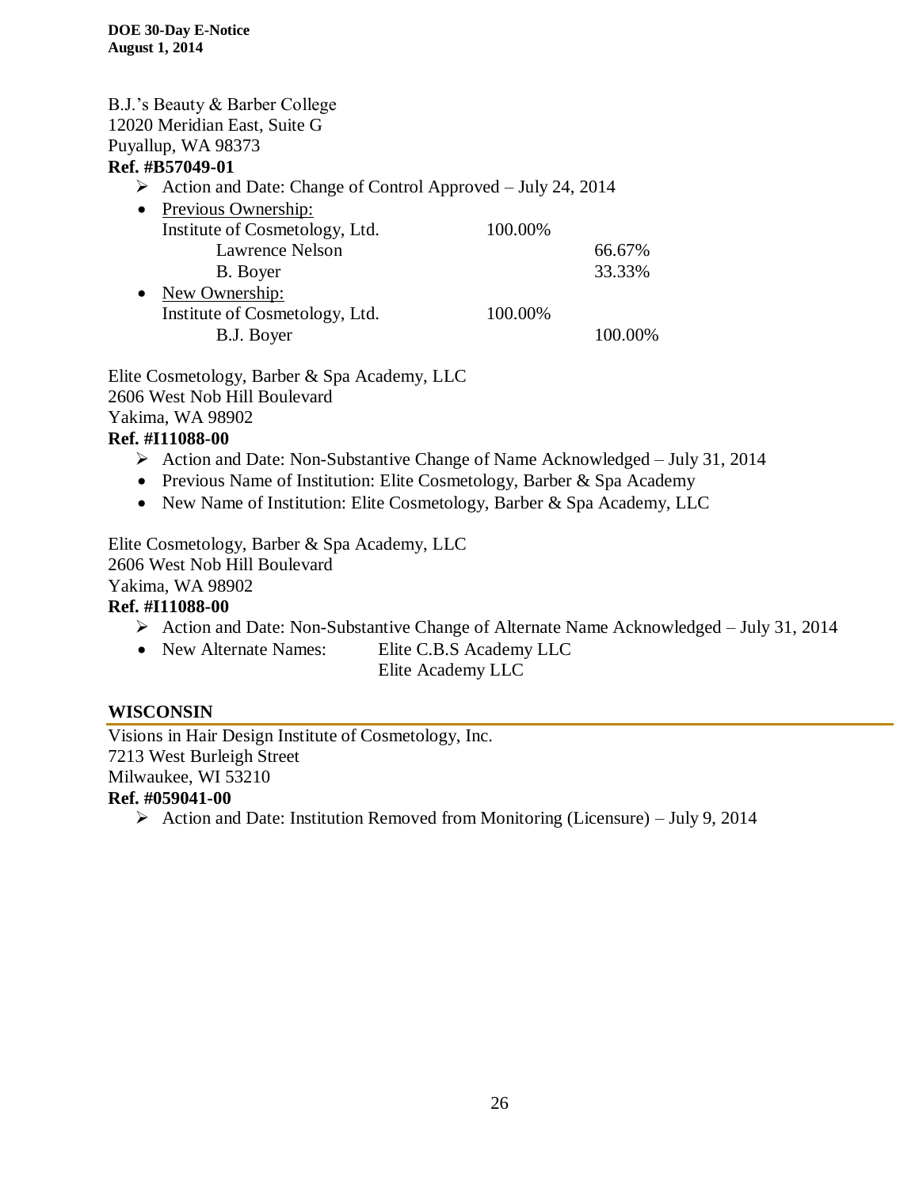B.J.'s Beauty & Barber College
12020 Meridian East, Suite G
Puyallup, WA 98373
**Ref. #B57049-01**

- Action and Date: Change of Control Approved – July 24, 2014
- Previous Ownership:

| | | |
|---|---|---|
| Institute of Cosmetology, Ltd. | 100.00% | |
| Lawrence Nelson | | 66.67% |
| B. Boyer | | 33.33% |

- New Ownership:

| | | |
|---|---|---|
| Institute of Cosmetology, Ltd. | 100.00% | |
| B.J. Boyer | | 100.00% |

Elite Cosmetology, Barber & Spa Academy, LLC
2606 West Nob Hill Boulevard
Yakima, WA 98902
**Ref. #I11088-00**

- Action and Date: Non-Substantive Change of Name Acknowledged – July 31, 2014
- Previous Name of Institution: Elite Cosmetology, Barber & Spa Academy
- New Name of Institution: Elite Cosmetology, Barber & Spa Academy, LLC

Elite Cosmetology, Barber & Spa Academy, LLC
2606 West Nob Hill Boulevard
Yakima, WA 98902
**Ref. #I11088-00**

- Action and Date: Non-Substantive Change of Alternate Name Acknowledged – July 31, 2014
- New Alternate Names: Elite C.B.S Academy LLC
  Elite Academy LLC

## WISCONSIN

Visions in Hair Design Institute of Cosmetology, Inc.
7213 West Burleigh Street
Milwaukee, WI 53210
**Ref. #059041-00**

- Action and Date: Institution Removed from Monitoring (Licensure) – July 9, 2014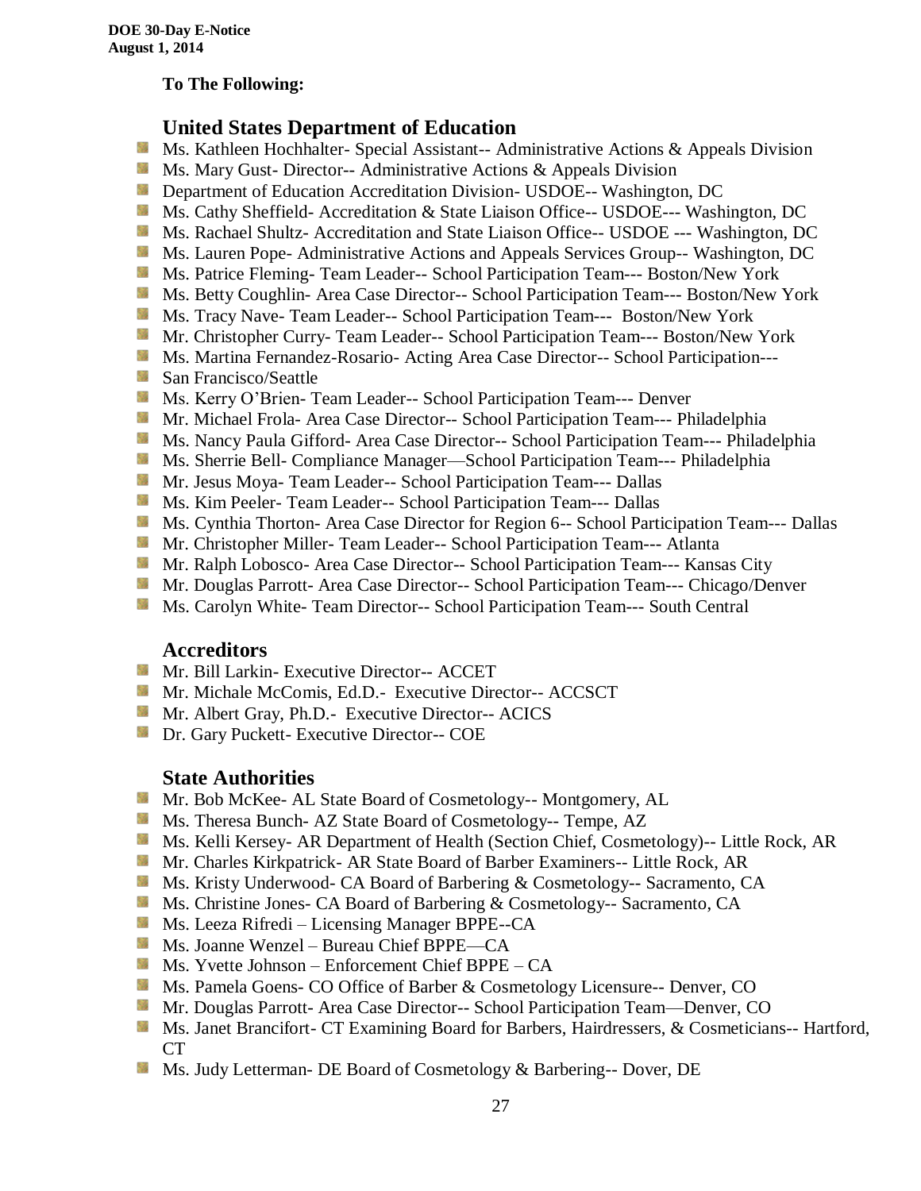**To The Following:**

## United States Department of Education

- Ms. Kathleen Hochhalter- Special Assistant-- Administrative Actions & Appeals Division
- Ms. Mary Gust- Director-- Administrative Actions & Appeals Division
- Department of Education Accreditation Division- USDOE-- Washington, DC
- Ms. Cathy Sheffield- Accreditation & State Liaison Office-- USDOE--- Washington, DC
- Ms. Rachael Shultz- Accreditation and State Liaison Office-- USDOE --- Washington, DC
- Ms. Lauren Pope- Administrative Actions and Appeals Services Group-- Washington, DC
- Ms. Patrice Fleming- Team Leader-- School Participation Team--- Boston/New York
- Ms. Betty Coughlin- Area Case Director-- School Participation Team--- Boston/New York
- Ms. Tracy Nave- Team Leader-- School Participation Team--- Boston/New York
- Mr. Christopher Curry- Team Leader-- School Participation Team--- Boston/New York
- Ms. Martina Fernandez-Rosario- Acting Area Case Director-- School Participation---
- San Francisco/Seattle
- Ms. Kerry O'Brien- Team Leader-- School Participation Team--- Denver
- Mr. Michael Frola- Area Case Director-- School Participation Team--- Philadelphia
- Ms. Nancy Paula Gifford- Area Case Director-- School Participation Team--- Philadelphia
- Ms. Sherrie Bell- Compliance Manager—School Participation Team--- Philadelphia
- Mr. Jesus Moya- Team Leader-- School Participation Team--- Dallas
- Ms. Kim Peeler- Team Leader-- School Participation Team--- Dallas
- Ms. Cynthia Thorton- Area Case Director for Region 6-- School Participation Team--- Dallas
- Mr. Christopher Miller- Team Leader-- School Participation Team--- Atlanta
- Mr. Ralph Lobosco- Area Case Director-- School Participation Team--- Kansas City
- Mr. Douglas Parrott- Area Case Director-- School Participation Team--- Chicago/Denver
- Ms. Carolyn White- Team Director-- School Participation Team--- South Central

## Accreditors

- Mr. Bill Larkin- Executive Director-- ACCET
- Mr. Michale McComis, Ed.D.- Executive Director-- ACCSCT
- Mr. Albert Gray, Ph.D.- Executive Director-- ACICS
- Dr. Gary Puckett- Executive Director-- COE

## State Authorities

- Mr. Bob McKee- AL State Board of Cosmetology-- Montgomery, AL
- Ms. Theresa Bunch- AZ State Board of Cosmetology-- Tempe, AZ
- Ms. Kelli Kersey- AR Department of Health (Section Chief, Cosmetology)-- Little Rock, AR
- Mr. Charles Kirkpatrick- AR State Board of Barber Examiners-- Little Rock, AR
- Ms. Kristy Underwood- CA Board of Barbering & Cosmetology-- Sacramento, CA
- Ms. Christine Jones- CA Board of Barbering & Cosmetology-- Sacramento, CA
- Ms. Leeza Rifredi – Licensing Manager BPPE--CA
- Ms. Joanne Wenzel – Bureau Chief BPPE—CA
- Ms. Yvette Johnson – Enforcement Chief BPPE – CA
- Ms. Pamela Goens- CO Office of Barber & Cosmetology Licensure-- Denver, CO
- Mr. Douglas Parrott- Area Case Director-- School Participation Team—Denver, CO
- Ms. Janet Brancifort- CT Examining Board for Barbers, Hairdressers, & Cosmeticians-- Hartford, CT
- Ms. Judy Letterman- DE Board of Cosmetology & Barbering-- Dover, DE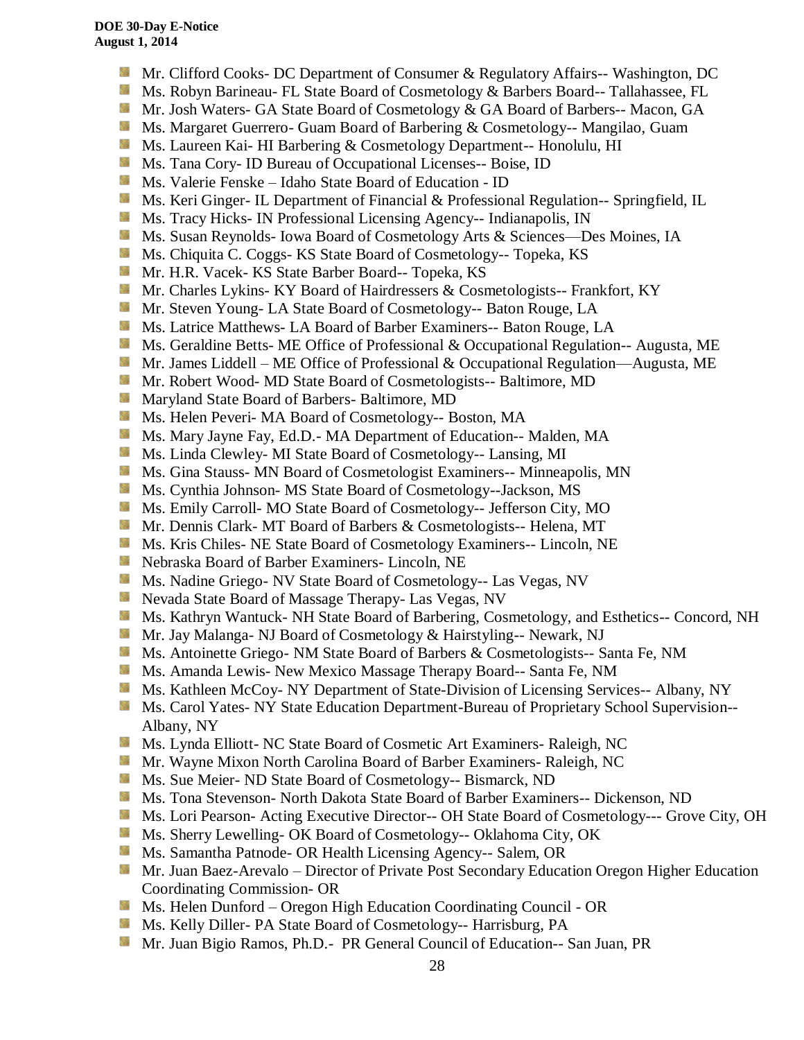- Mr. Clifford Cooks- DC Department of Consumer & Regulatory Affairs-- Washington, DC
- Ms. Robyn Barineau- FL State Board of Cosmetology & Barbers Board-- Tallahassee, FL
- Mr. Josh Waters- GA State Board of Cosmetology & GA Board of Barbers-- Macon, GA
- Ms. Margaret Guerrero- Guam Board of Barbering & Cosmetology-- Mangilao, Guam
- Ms. Laureen Kai- HI Barbering & Cosmetology Department-- Honolulu, HI
- Ms. Tana Cory- ID Bureau of Occupational Licenses-- Boise, ID
- Ms. Valerie Fenske – Idaho State Board of Education - ID
- Ms. Keri Ginger- IL Department of Financial & Professional Regulation-- Springfield, IL
- Ms. Tracy Hicks- IN Professional Licensing Agency-- Indianapolis, IN
- Ms. Susan Reynolds- Iowa Board of Cosmetology Arts & Sciences—Des Moines, IA
- Ms. Chiquita C. Coggs- KS State Board of Cosmetology-- Topeka, KS
- Mr. H.R. Vacek- KS State Barber Board-- Topeka, KS
- Mr. Charles Lykins- KY Board of Hairdressers & Cosmetologists-- Frankfort, KY
- Mr. Steven Young- LA State Board of Cosmetology-- Baton Rouge, LA
- Ms. Latrice Matthews- LA Board of Barber Examiners-- Baton Rouge, LA
- Ms. Geraldine Betts- ME Office of Professional & Occupational Regulation-- Augusta, ME
- Mr. James Liddell – ME Office of Professional & Occupational Regulation—Augusta, ME
- Mr. Robert Wood- MD State Board of Cosmetologists-- Baltimore, MD
- Maryland State Board of Barbers- Baltimore, MD
- Ms. Helen Peveri- MA Board of Cosmetology-- Boston, MA
- Ms. Mary Jayne Fay, Ed.D.- MA Department of Education-- Malden, MA
- Ms. Linda Clewley- MI State Board of Cosmetology-- Lansing, MI
- Ms. Gina Stauss- MN Board of Cosmetologist Examiners-- Minneapolis, MN
- Ms. Cynthia Johnson- MS State Board of Cosmetology--Jackson, MS
- Ms. Emily Carroll- MO State Board of Cosmetology-- Jefferson City, MO
- Mr. Dennis Clark- MT Board of Barbers & Cosmetologists-- Helena, MT
- Ms. Kris Chiles- NE State Board of Cosmetology Examiners-- Lincoln, NE
- Nebraska Board of Barber Examiners- Lincoln, NE
- Ms. Nadine Griego- NV State Board of Cosmetology-- Las Vegas, NV
- Nevada State Board of Massage Therapy- Las Vegas, NV
- Ms. Kathryn Wantuck- NH State Board of Barbering, Cosmetology, and Esthetics-- Concord, NH
- Mr. Jay Malanga- NJ Board of Cosmetology & Hairstyling-- Newark, NJ
- Ms. Antoinette Griego- NM State Board of Barbers & Cosmetologists-- Santa Fe, NM
- Ms. Amanda Lewis- New Mexico Massage Therapy Board-- Santa Fe, NM
- Ms. Kathleen McCoy- NY Department of State-Division of Licensing Services-- Albany, NY
- Ms. Carol Yates- NY State Education Department-Bureau of Proprietary School Supervision-- Albany, NY
- Ms. Lynda Elliott- NC State Board of Cosmetic Art Examiners- Raleigh, NC
- Mr. Wayne Mixon North Carolina Board of Barber Examiners- Raleigh, NC
- Ms. Sue Meier- ND State Board of Cosmetology-- Bismarck, ND
- Ms. Tona Stevenson- North Dakota State Board of Barber Examiners-- Dickenson, ND
- Ms. Lori Pearson- Acting Executive Director-- OH State Board of Cosmetology--- Grove City, OH
- Ms. Sherry Lewelling- OK Board of Cosmetology-- Oklahoma City, OK
- Ms. Samantha Patnode- OR Health Licensing Agency-- Salem, OR
- Mr. Juan Baez-Arevalo – Director of Private Post Secondary Education Oregon Higher Education Coordinating Commission- OR
- Ms. Helen Dunford – Oregon High Education Coordinating Council - OR
- Ms. Kelly Diller- PA State Board of Cosmetology-- Harrisburg, PA
- Mr. Juan Bigio Ramos, Ph.D.- PR General Council of Education-- San Juan, PR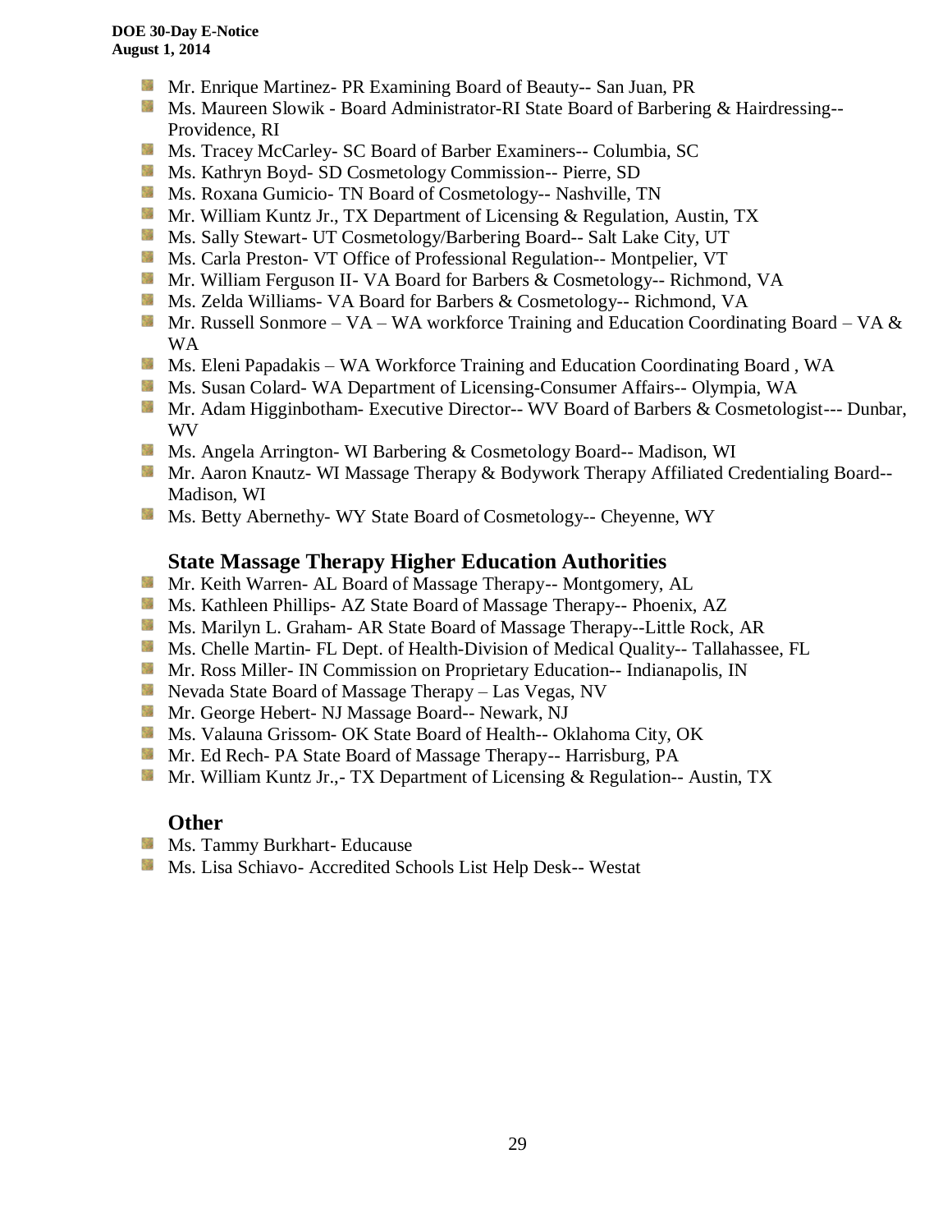- Mr. Enrique Martinez- PR Examining Board of Beauty-- San Juan, PR
- Ms. Maureen Slowik - Board Administrator-RI State Board of Barbering & Hairdressing-- Providence, RI
- Ms. Tracey McCarley- SC Board of Barber Examiners-- Columbia, SC
- Ms. Kathryn Boyd- SD Cosmetology Commission-- Pierre, SD
- Ms. Roxana Gumicio- TN Board of Cosmetology-- Nashville, TN
- Mr. William Kuntz Jr., TX Department of Licensing & Regulation, Austin, TX
- Ms. Sally Stewart- UT Cosmetology/Barbering Board-- Salt Lake City, UT
- Ms. Carla Preston- VT Office of Professional Regulation-- Montpelier, VT
- Mr. William Ferguson II- VA Board for Barbers & Cosmetology-- Richmond, VA
- Ms. Zelda Williams- VA Board for Barbers & Cosmetology-- Richmond, VA
- Mr. Russell Sonmore – VA – WA workforce Training and Education Coordinating Board – VA & WA
- Ms. Eleni Papadakis – WA Workforce Training and Education Coordinating Board , WA
- Ms. Susan Colard- WA Department of Licensing-Consumer Affairs-- Olympia, WA
- Mr. Adam Higginbotham- Executive Director-- WV Board of Barbers & Cosmetologist--- Dunbar, WV
- Ms. Angela Arrington- WI Barbering & Cosmetology Board-- Madison, WI
- Mr. Aaron Knautz- WI Massage Therapy & Bodywork Therapy Affiliated Credentialing Board-- Madison, WI
- Ms. Betty Abernethy- WY State Board of Cosmetology-- Cheyenne, WY

### State Massage Therapy Higher Education Authorities

- Mr. Keith Warren- AL Board of Massage Therapy-- Montgomery, AL
- Ms. Kathleen Phillips- AZ State Board of Massage Therapy-- Phoenix, AZ
- Ms. Marilyn L. Graham- AR State Board of Massage Therapy--Little Rock, AR
- Ms. Chelle Martin- FL Dept. of Health-Division of Medical Quality-- Tallahassee, FL
- Mr. Ross Miller- IN Commission on Proprietary Education-- Indianapolis, IN
- Nevada State Board of Massage Therapy – Las Vegas, NV
- Mr. George Hebert- NJ Massage Board-- Newark, NJ
- Ms. Valauna Grissom- OK State Board of Health-- Oklahoma City, OK
- Mr. Ed Rech- PA State Board of Massage Therapy-- Harrisburg, PA
- Mr. William Kuntz Jr.,- TX Department of Licensing & Regulation-- Austin, TX

### Other

- Ms. Tammy Burkhart- Educause
- Ms. Lisa Schiavo- Accredited Schools List Help Desk-- Westat